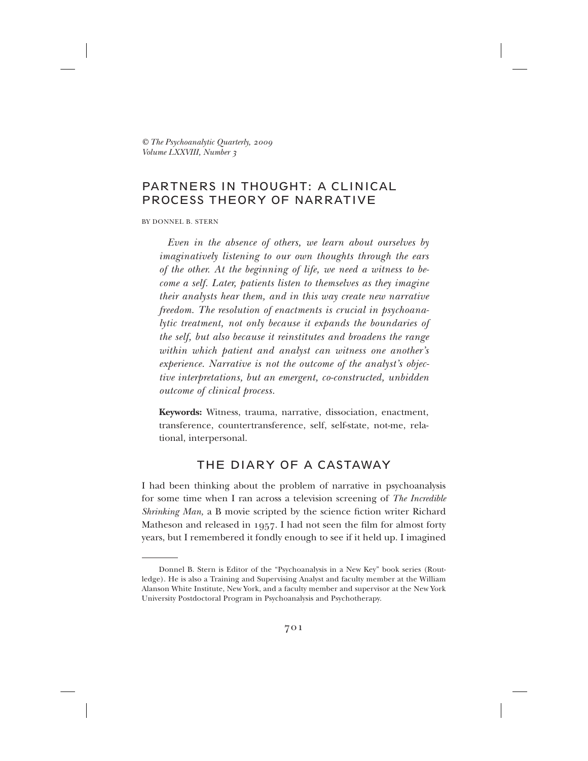*© The Psychoanalytic Quarterly, 2009*
*Volume LXXVIII, Number 3*

# PARTNERS IN THOUGHT: A CLINICAL PROCESS THEORY OF NARRATIVE

BY DONNEL B. STERN

*Even in the absence of others, we learn about ourselves by imaginatively listening to our own thoughts through the ears of the other. At the beginning of life, we need a witness to become a self. Later, patients listen to themselves as they imagine their analysts hear them, and in this way create new narrative freedom. The resolution of enactments is crucial in psychoanalytic treatment, not only because it expands the boundaries of the self, but also because it reinstitutes and broadens the range within which patient and analyst can witness one another's experience. Narrative is not the outcome of the analyst's objective interpretations, but an emergent, co-constructed, unbidden outcome of clinical process.*

**Keywords:** Witness, trauma, narrative, dissociation, enactment, transference, countertransference, self, self-state, not-me, relational, interpersonal.

## THE DIARY OF A CASTAWAY

I had been thinking about the problem of narrative in psychoanalysis for some time when I ran across a television screening of *The Incredible Shrinking Man,* a B movie scripted by the science fiction writer Richard Matheson and released in 1957. I had not seen the film for almost forty years, but I remembered it fondly enough to see if it held up. I imagined

---

Donnel B. Stern is Editor of the "Psychoanalysis in a New Key" book series (Routledge). He is also a Training and Supervising Analyst and faculty member at the William Alanson White Institute, New York, and a faculty member and supervisor at the New York University Postdoctoral Program in Psychoanalysis and Psychotherapy.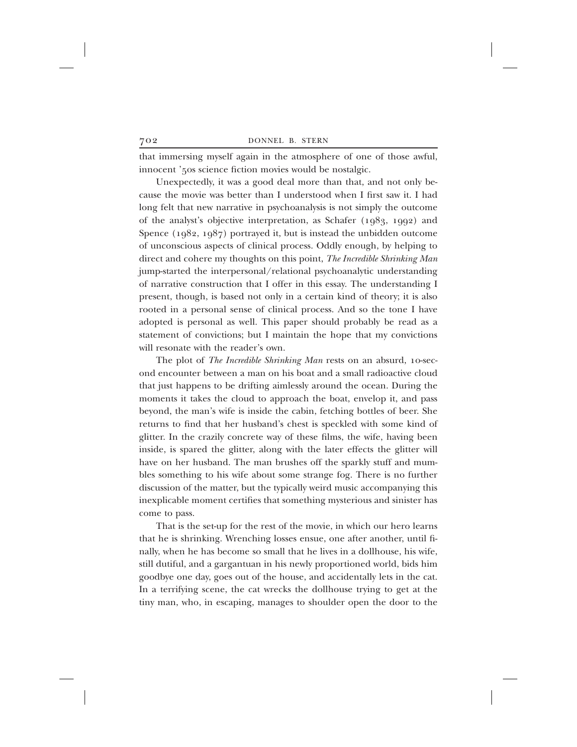that immersing myself again in the atmosphere of one of those awful, innocent '50s science fiction movies would be nostalgic.

Unexpectedly, it was a good deal more than that, and not only because the movie was better than I understood when I first saw it. I had long felt that new narrative in psychoanalysis is not simply the outcome of the analyst's objective interpretation, as Schafer (1983, 1992) and Spence (1982, 1987) portrayed it, but is instead the unbidden outcome of unconscious aspects of clinical process. Oddly enough, by helping to direct and cohere my thoughts on this point, *The Incredible Shrinking Man* jump-started the interpersonal/relational psychoanalytic understanding of narrative construction that I offer in this essay. The understanding I present, though, is based not only in a certain kind of theory; it is also rooted in a personal sense of clinical process. And so the tone I have adopted is personal as well. This paper should probably be read as a statement of convictions; but I maintain the hope that my convictions will resonate with the reader's own.

The plot of *The Incredible Shrinking Man* rests on an absurd, 10-second encounter between a man on his boat and a small radioactive cloud that just happens to be drifting aimlessly around the ocean. During the moments it takes the cloud to approach the boat, envelop it, and pass beyond, the man's wife is inside the cabin, fetching bottles of beer. She returns to find that her husband's chest is speckled with some kind of glitter. In the crazily concrete way of these films, the wife, having been inside, is spared the glitter, along with the later effects the glitter will have on her husband. The man brushes off the sparkly stuff and mumbles something to his wife about some strange fog. There is no further discussion of the matter, but the typically weird music accompanying this inexplicable moment certifies that something mysterious and sinister has come to pass.

That is the set-up for the rest of the movie, in which our hero learns that he is shrinking. Wrenching losses ensue, one after another, until finally, when he has become so small that he lives in a dollhouse, his wife, still dutiful, and a gargantuan in his newly proportioned world, bids him goodbye one day, goes out of the house, and accidentally lets in the cat. In a terrifying scene, the cat wrecks the dollhouse trying to get at the tiny man, who, in escaping, manages to shoulder open the door to the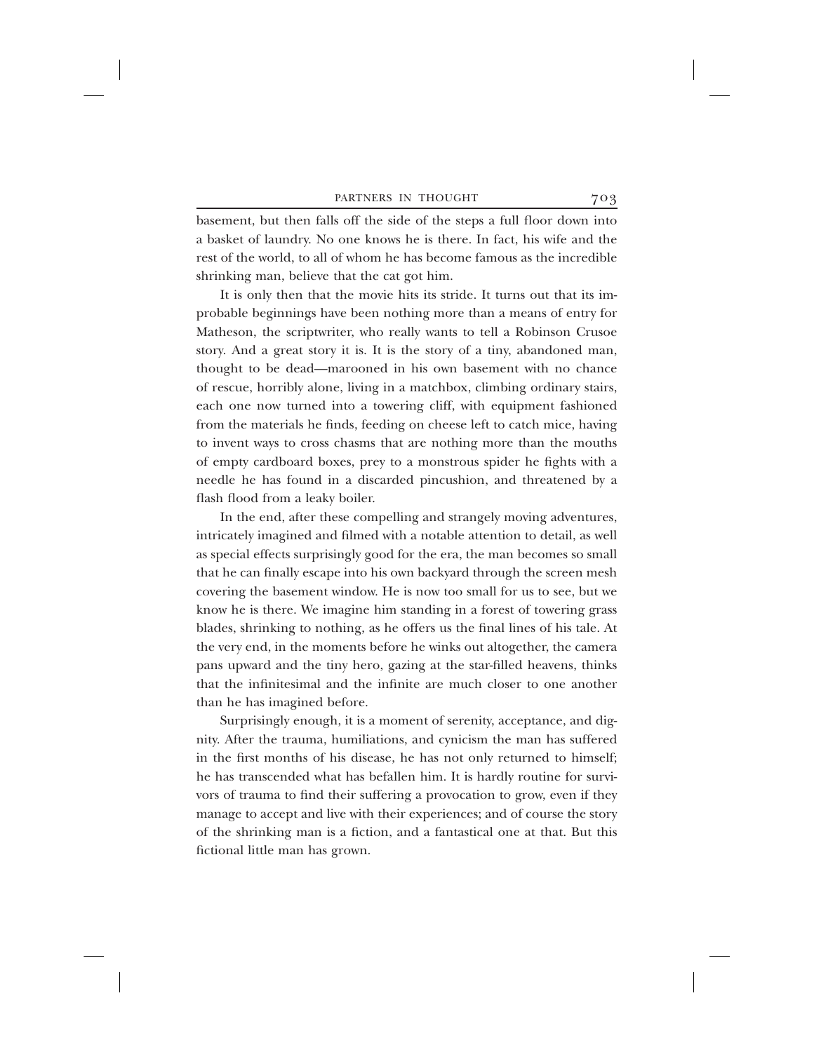basement, but then falls off the side of the steps a full floor down into a basket of laundry. No one knows he is there. In fact, his wife and the rest of the world, to all of whom he has become famous as the incredible shrinking man, believe that the cat got him.

It is only then that the movie hits its stride. It turns out that its improbable beginnings have been nothing more than a means of entry for Matheson, the scriptwriter, who really wants to tell a Robinson Crusoe story. And a great story it is. It is the story of a tiny, abandoned man, thought to be dead—marooned in his own basement with no chance of rescue, horribly alone, living in a matchbox, climbing ordinary stairs, each one now turned into a towering cliff, with equipment fashioned from the materials he finds, feeding on cheese left to catch mice, having to invent ways to cross chasms that are nothing more than the mouths of empty cardboard boxes, prey to a monstrous spider he fights with a needle he has found in a discarded pincushion, and threatened by a flash flood from a leaky boiler.

In the end, after these compelling and strangely moving adventures, intricately imagined and filmed with a notable attention to detail, as well as special effects surprisingly good for the era, the man becomes so small that he can finally escape into his own backyard through the screen mesh covering the basement window. He is now too small for us to see, but we know he is there. We imagine him standing in a forest of towering grass blades, shrinking to nothing, as he offers us the final lines of his tale. At the very end, in the moments before he winks out altogether, the camera pans upward and the tiny hero, gazing at the star-filled heavens, thinks that the infinitesimal and the infinite are much closer to one another than he has imagined before.

Surprisingly enough, it is a moment of serenity, acceptance, and dignity. After the trauma, humiliations, and cynicism the man has suffered in the first months of his disease, he has not only returned to himself; he has transcended what has befallen him. It is hardly routine for survivors of trauma to find their suffering a provocation to grow, even if they manage to accept and live with their experiences; and of course the story of the shrinking man is a fiction, and a fantastical one at that. But this fictional little man has grown.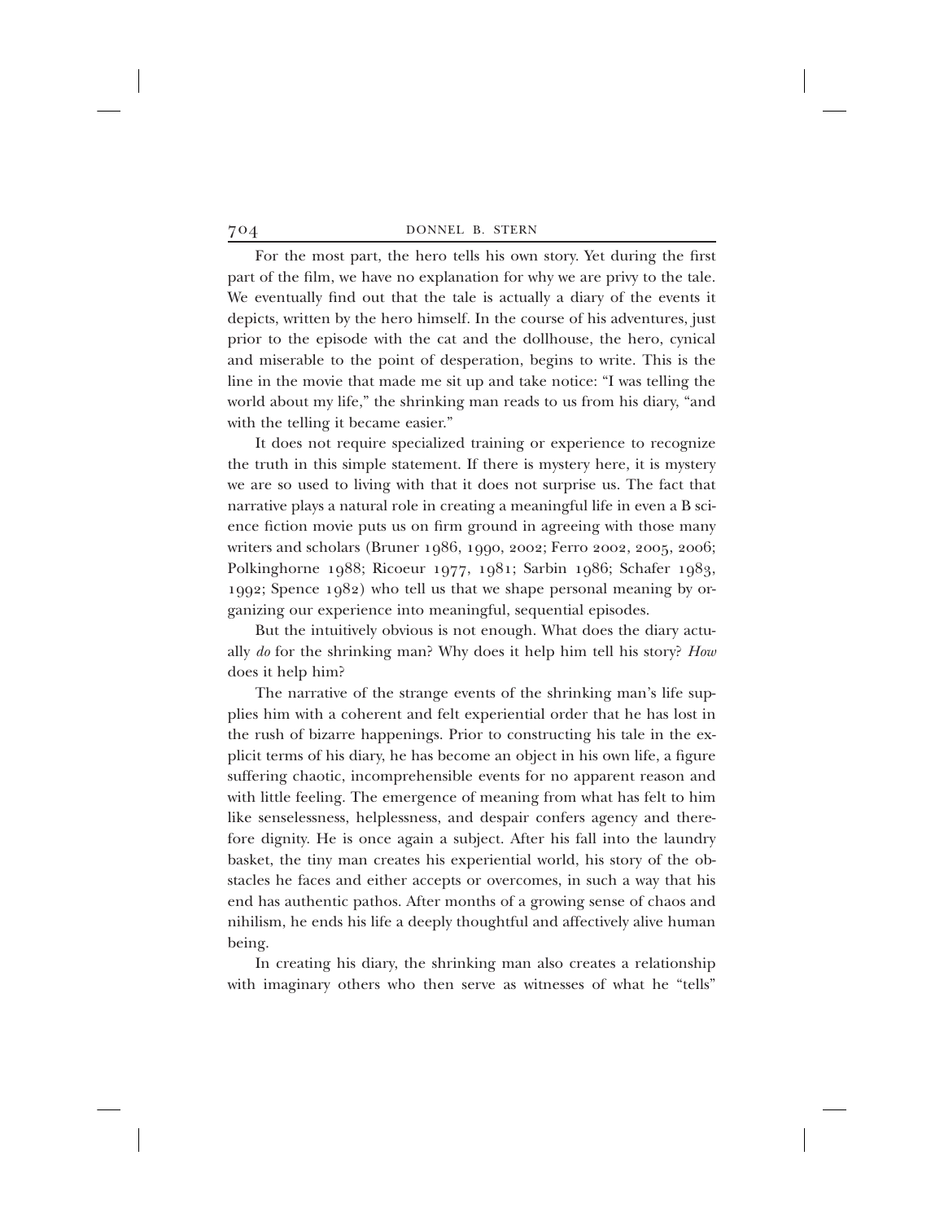For the most part, the hero tells his own story. Yet during the first part of the film, we have no explanation for why we are privy to the tale. We eventually find out that the tale is actually a diary of the events it depicts, written by the hero himself. In the course of his adventures, just prior to the episode with the cat and the dollhouse, the hero, cynical and miserable to the point of desperation, begins to write. This is the line in the movie that made me sit up and take notice: "I was telling the world about my life," the shrinking man reads to us from his diary, "and with the telling it became easier."

It does not require specialized training or experience to recognize the truth in this simple statement. If there is mystery here, it is mystery we are so used to living with that it does not surprise us. The fact that narrative plays a natural role in creating a meaningful life in even a B science fiction movie puts us on firm ground in agreeing with those many writers and scholars (Bruner 1986, 1990, 2002; Ferro 2002, 2005, 2006; Polkinghorne 1988; Ricoeur 1977, 1981; Sarbin 1986; Schafer 1983, 1992; Spence 1982) who tell us that we shape personal meaning by organizing our experience into meaningful, sequential episodes.

But the intuitively obvious is not enough. What does the diary actually *do* for the shrinking man? Why does it help him tell his story? *How* does it help him?

The narrative of the strange events of the shrinking man's life supplies him with a coherent and felt experiential order that he has lost in the rush of bizarre happenings. Prior to constructing his tale in the explicit terms of his diary, he has become an object in his own life, a figure suffering chaotic, incomprehensible events for no apparent reason and with little feeling. The emergence of meaning from what has felt to him like senselessness, helplessness, and despair confers agency and therefore dignity. He is once again a subject. After his fall into the laundry basket, the tiny man creates his experiential world, his story of the obstacles he faces and either accepts or overcomes, in such a way that his end has authentic pathos. After months of a growing sense of chaos and nihilism, he ends his life a deeply thoughtful and affectively alive human being.

In creating his diary, the shrinking man also creates a relationship with imaginary others who then serve as witnesses of what he "tells"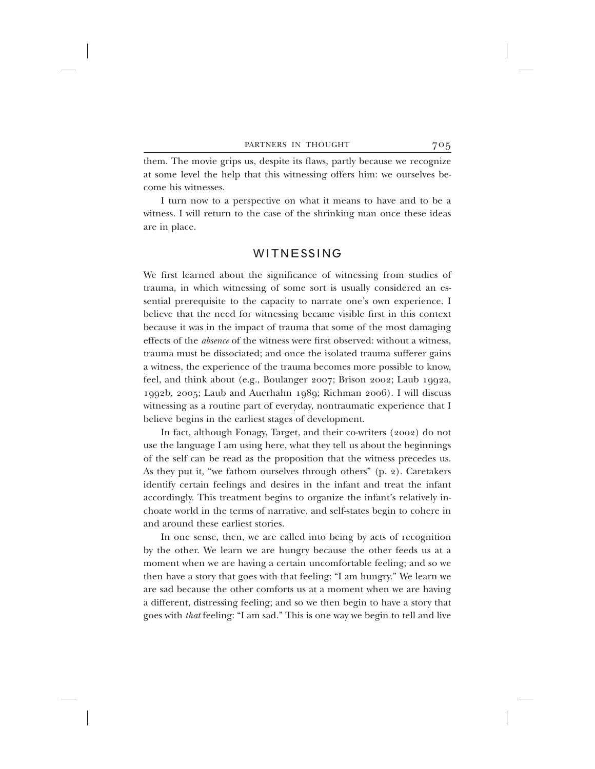them. The movie grips us, despite its flaws, partly because we recognize at some level the help that this witnessing offers him: we ourselves become his witnesses.

I turn now to a perspective on what it means to have and to be a witness. I will return to the case of the shrinking man once these ideas are in place.

## WITNESSING

We first learned about the significance of witnessing from studies of trauma, in which witnessing of some sort is usually considered an essential prerequisite to the capacity to narrate one's own experience. I believe that the need for witnessing became visible first in this context because it was in the impact of trauma that some of the most damaging effects of the *absence* of the witness were first observed: without a witness, trauma must be dissociated; and once the isolated trauma sufferer gains a witness, the experience of the trauma becomes more possible to know, feel, and think about (e.g., Boulanger 2007; Brison 2002; Laub 1992a, 1992b, 2005; Laub and Auerhahn 1989; Richman 2006). I will discuss witnessing as a routine part of everyday, nontraumatic experience that I believe begins in the earliest stages of development.

In fact, although Fonagy, Target, and their co-writers (2002) do not use the language I am using here, what they tell us about the beginnings of the self can be read as the proposition that the witness precedes us. As they put it, "we fathom ourselves through others" (p. 2). Caretakers identify certain feelings and desires in the infant and treat the infant accordingly. This treatment begins to organize the infant's relatively inchoate world in the terms of narrative, and self-states begin to cohere in and around these earliest stories.

In one sense, then, we are called into being by acts of recognition by the other. We learn we are hungry because the other feeds us at a moment when we are having a certain uncomfortable feeling; and so we then have a story that goes with that feeling: "I am hungry." We learn we are sad because the other comforts us at a moment when we are having a different, distressing feeling; and so we then begin to have a story that goes with *that* feeling: "I am sad." This is one way we begin to tell and live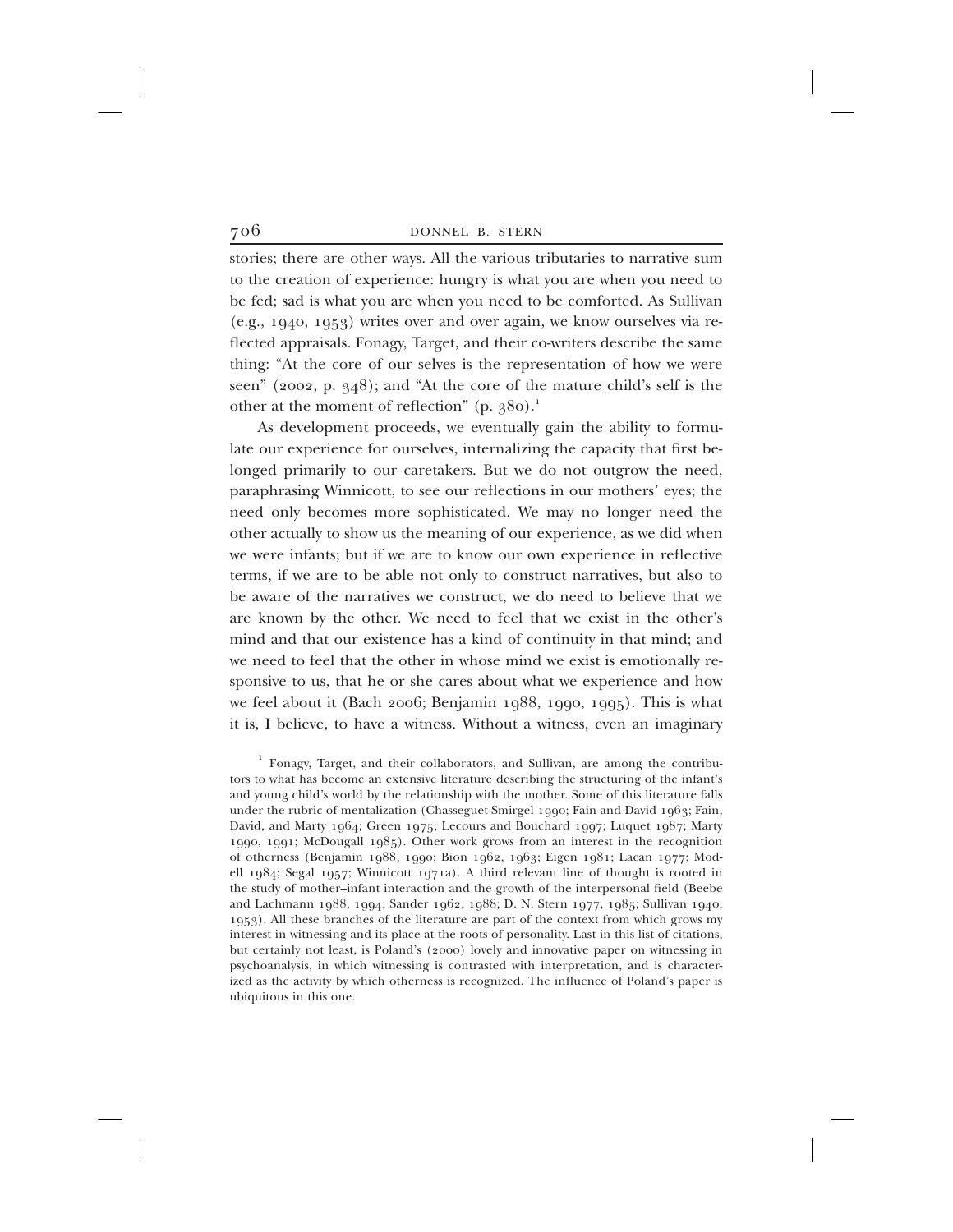stories; there are other ways. All the various tributaries to narrative sum to the creation of experience: hungry is what you are when you need to be fed; sad is what you are when you need to be comforted. As Sullivan (e.g., 1940, 1953) writes over and over again, we know ourselves via reflected appraisals. Fonagy, Target, and their co-writers describe the same thing: "At the core of our selves is the representation of how we were seen" (2002, p. 348); and "At the core of the mature child's self is the other at the moment of reflection" (p. 380).[1]

As development proceeds, we eventually gain the ability to formulate our experience for ourselves, internalizing the capacity that first belonged primarily to our caretakers. But we do not outgrow the need, paraphrasing Winnicott, to see our reflections in our mothers' eyes; the need only becomes more sophisticated. We may no longer need the other actually to show us the meaning of our experience, as we did when we were infants; but if we are to know our own experience in reflective terms, if we are to be able not only to construct narratives, but also to be aware of the narratives we construct, we do need to believe that we are known by the other. We need to feel that we exist in the other's mind and that our existence has a kind of continuity in that mind; and we need to feel that the other in whose mind we exist is emotionally responsive to us, that he or she cares about what we experience and how we feel about it (Bach 2006; Benjamin 1988, 1990, 1995). This is what it is, I believe, to have a witness. Without a witness, even an imaginary

[1] Fonagy, Target, and their collaborators, and Sullivan, are among the contributors to what has become an extensive literature describing the structuring of the infant's and young child's world by the relationship with the mother. Some of this literature falls under the rubric of mentalization (Chasseguet-Smirgel 1990; Fain and David 1963; Fain, David, and Marty 1964; Green 1975; Lecours and Bouchard 1997; Luquet 1987; Marty 1990, 1991; McDougall 1985). Other work grows from an interest in the recognition of otherness (Benjamin 1988, 1990; Bion 1962, 1963; Eigen 1981; Lacan 1977; Modell 1984; Segal 1957; Winnicott 1971a). A third relevant line of thought is rooted in the study of mother–infant interaction and the growth of the interpersonal field (Beebe and Lachmann 1988, 1994; Sander 1962, 1988; D. N. Stern 1977, 1985; Sullivan 1940, 1953). All these branches of the literature are part of the context from which grows my interest in witnessing and its place at the roots of personality. Last in this list of citations, but certainly not least, is Poland's (2000) lovely and innovative paper on witnessing in psychoanalysis, in which witnessing is contrasted with interpretation, and is characterized as the activity by which otherness is recognized. The influence of Poland's paper is ubiquitous in this one.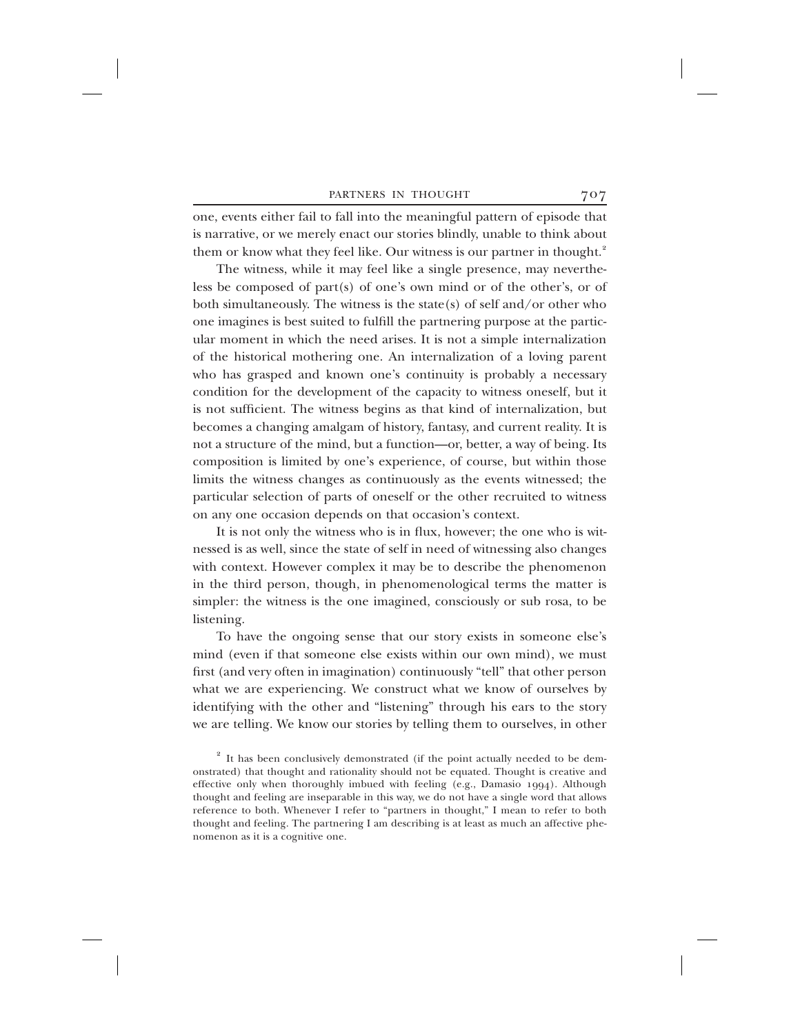one, events either fail to fall into the meaningful pattern of episode that is narrative, or we merely enact our stories blindly, unable to think about them or know what they feel like. Our witness is our partner in thought.[2]

The witness, while it may feel like a single presence, may nevertheless be composed of part(s) of one's own mind or of the other's, or of both simultaneously. The witness is the state(s) of self and/or other who one imagines is best suited to fulfill the partnering purpose at the particular moment in which the need arises. It is not a simple internalization of the historical mothering one. An internalization of a loving parent who has grasped and known one's continuity is probably a necessary condition for the development of the capacity to witness oneself, but it is not sufficient. The witness begins as that kind of internalization, but becomes a changing amalgam of history, fantasy, and current reality. It is not a structure of the mind, but a function—or, better, a way of being. Its composition is limited by one's experience, of course, but within those limits the witness changes as continuously as the events witnessed; the particular selection of parts of oneself or the other recruited to witness on any one occasion depends on that occasion's context.

It is not only the witness who is in flux, however; the one who is witnessed is as well, since the state of self in need of witnessing also changes with context. However complex it may be to describe the phenomenon in the third person, though, in phenomenological terms the matter is simpler: the witness is the one imagined, consciously or sub rosa, to be listening.

To have the ongoing sense that our story exists in someone else's mind (even if that someone else exists within our own mind), we must first (and very often in imagination) continuously "tell" that other person what we are experiencing. We construct what we know of ourselves by identifying with the other and "listening" through his ears to the story we are telling. We know our stories by telling them to ourselves, in other

[2] It has been conclusively demonstrated (if the point actually needed to be demonstrated) that thought and rationality should not be equated. Thought is creative and effective only when thoroughly imbued with feeling (e.g., Damasio 1994). Although thought and feeling are inseparable in this way, we do not have a single word that allows reference to both. Whenever I refer to "partners in thought," I mean to refer to both thought and feeling. The partnering I am describing is at least as much an affective phenomenon as it is a cognitive one.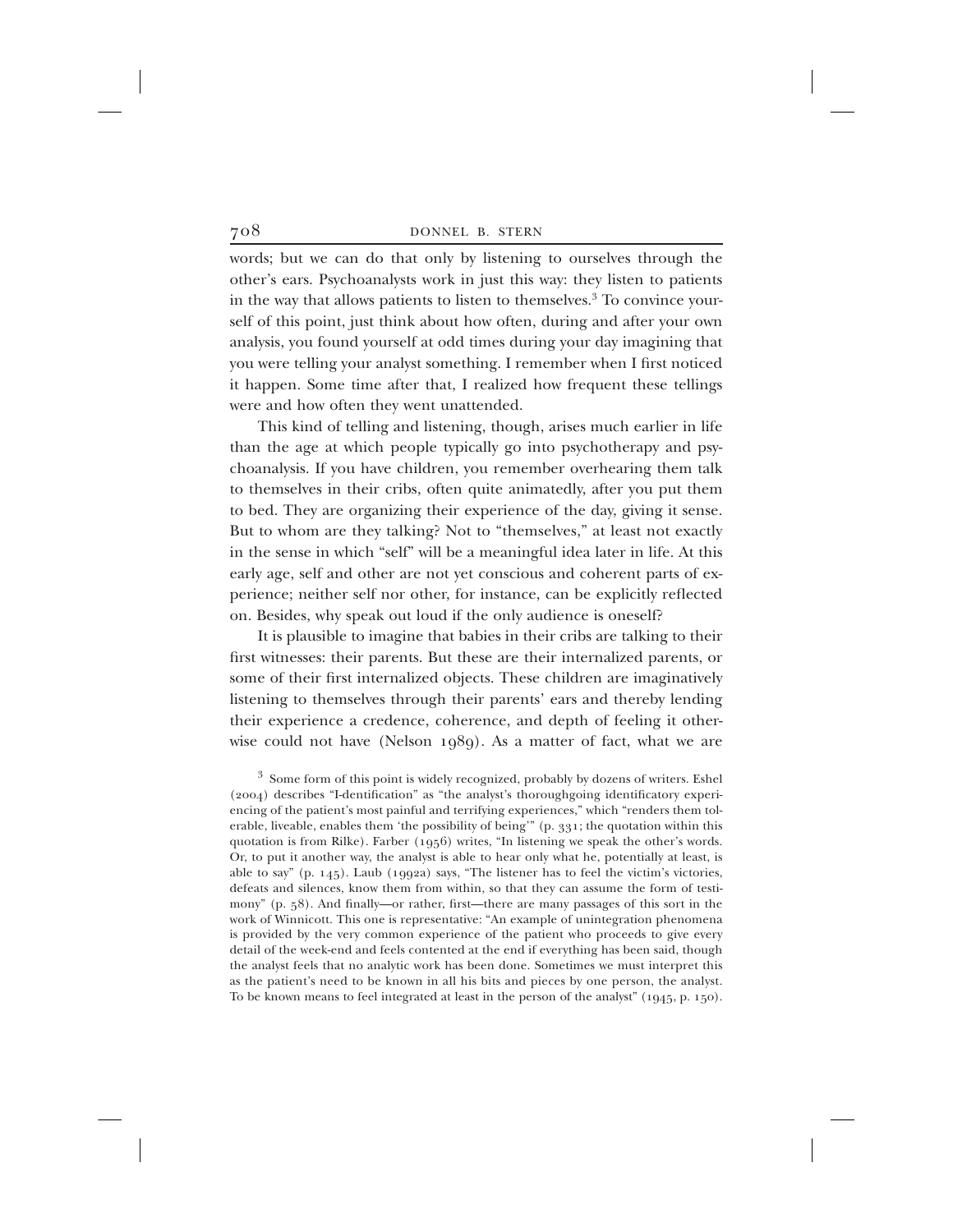words; but we can do that only by listening to ourselves through the other's ears. Psychoanalysts work in just this way: they listen to patients in the way that allows patients to listen to themselves.[3] To convince yourself of this point, just think about how often, during and after your own analysis, you found yourself at odd times during your day imagining that you were telling your analyst something. I remember when I first noticed it happen. Some time after that, I realized how frequent these tellings were and how often they went unattended.

This kind of telling and listening, though, arises much earlier in life than the age at which people typically go into psychotherapy and psychoanalysis. If you have children, you remember overhearing them talk to themselves in their cribs, often quite animatedly, after you put them to bed. They are organizing their experience of the day, giving it sense. But to whom are they talking? Not to "themselves," at least not exactly in the sense in which "self" will be a meaningful idea later in life. At this early age, self and other are not yet conscious and coherent parts of experience; neither self nor other, for instance, can be explicitly reflected on. Besides, why speak out loud if the only audience is oneself?

It is plausible to imagine that babies in their cribs are talking to their first witnesses: their parents. But these are their internalized parents, or some of their first internalized objects. These children are imaginatively listening to themselves through their parents' ears and thereby lending their experience a credence, coherence, and depth of feeling it otherwise could not have (Nelson 1989). As a matter of fact, what we are

[3] Some form of this point is widely recognized, probably by dozens of writers. Eshel (2004) describes "I-dentification" as "the analyst's thoroughgoing identificatory experiencing of the patient's most painful and terrifying experiences," which "renders them tolerable, liveable, enables them 'the possibility of being'" (p. 331; the quotation within this quotation is from Rilke). Farber (1956) writes, "In listening we speak the other's words. Or, to put it another way, the analyst is able to hear only what he, potentially at least, is able to say" (p. 145). Laub (1992a) says, "The listener has to feel the victim's victories, defeats and silences, know them from within, so that they can assume the form of testimony" (p. 58). And finally—or rather, first—there are many passages of this sort in the work of Winnicott. This one is representative: "An example of unintegration phenomena is provided by the very common experience of the patient who proceeds to give every detail of the week-end and feels contented at the end if everything has been said, though the analyst feels that no analytic work has been done. Sometimes we must interpret this as the patient's need to be known in all his bits and pieces by one person, the analyst. To be known means to feel integrated at least in the person of the analyst" (1945, p. 150).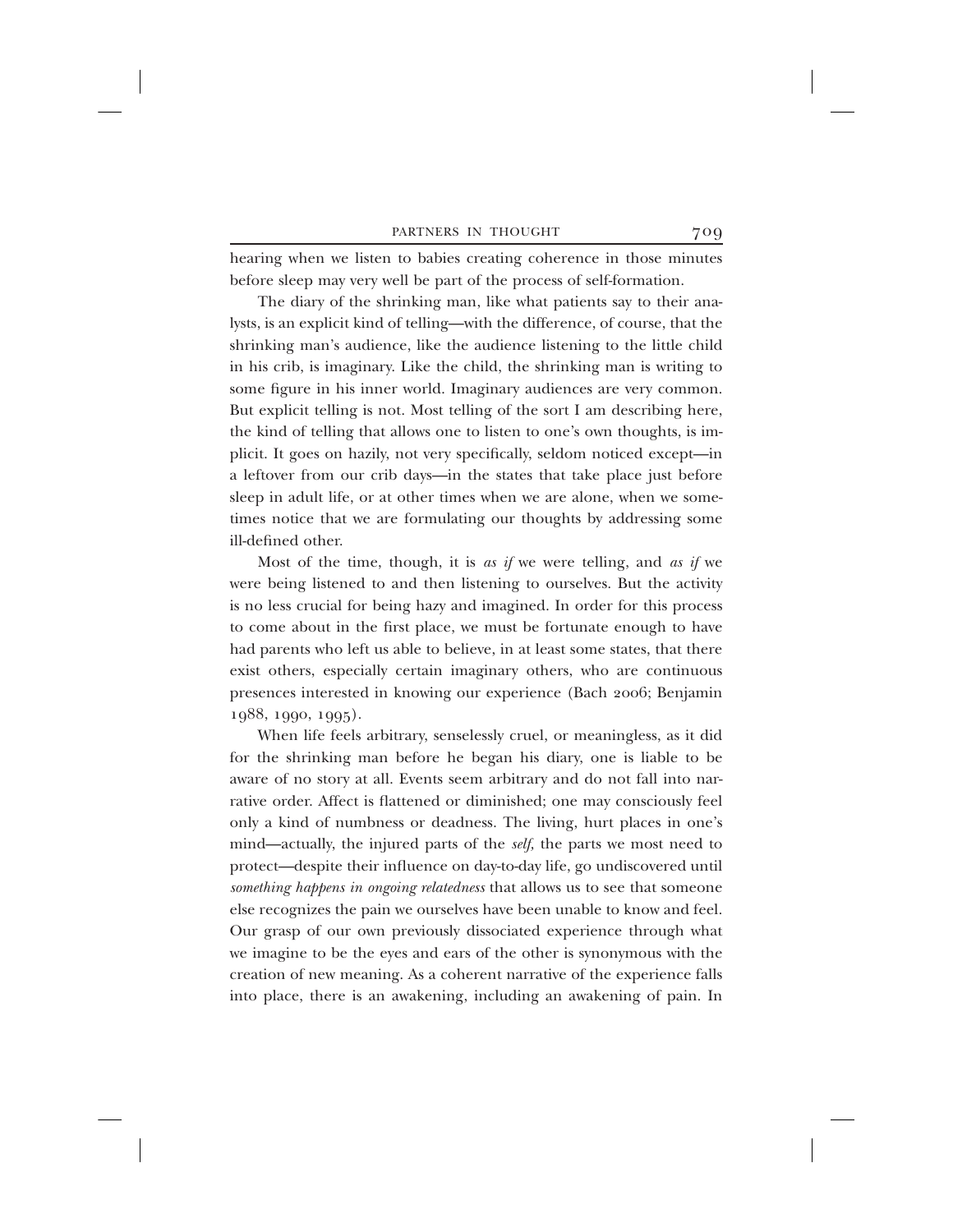hearing when we listen to babies creating coherence in those minutes before sleep may very well be part of the process of self-formation.

The diary of the shrinking man, like what patients say to their analysts, is an explicit kind of telling—with the difference, of course, that the shrinking man's audience, like the audience listening to the little child in his crib, is imaginary. Like the child, the shrinking man is writing to some figure in his inner world. Imaginary audiences are very common. But explicit telling is not. Most telling of the sort I am describing here, the kind of telling that allows one to listen to one's own thoughts, is implicit. It goes on hazily, not very specifically, seldom noticed except—in a leftover from our crib days—in the states that take place just before sleep in adult life, or at other times when we are alone, when we sometimes notice that we are formulating our thoughts by addressing some ill-defined other.

Most of the time, though, it is *as if* we were telling, and *as if* we were being listened to and then listening to ourselves. But the activity is no less crucial for being hazy and imagined. In order for this process to come about in the first place, we must be fortunate enough to have had parents who left us able to believe, in at least some states, that there exist others, especially certain imaginary others, who are continuous presences interested in knowing our experience (Bach 2006; Benjamin 1988, 1990, 1995).

When life feels arbitrary, senselessly cruel, or meaningless, as it did for the shrinking man before he began his diary, one is liable to be aware of no story at all. Events seem arbitrary and do not fall into narrative order. Affect is flattened or diminished; one may consciously feel only a kind of numbness or deadness. The living, hurt places in one's mind—actually, the injured parts of the *self,* the parts we most need to protect—despite their influence on day-to-day life, go undiscovered until *something happens in ongoing relatedness* that allows us to see that someone else recognizes the pain we ourselves have been unable to know and feel. Our grasp of our own previously dissociated experience through what we imagine to be the eyes and ears of the other is synonymous with the creation of new meaning. As a coherent narrative of the experience falls into place, there is an awakening, including an awakening of pain. In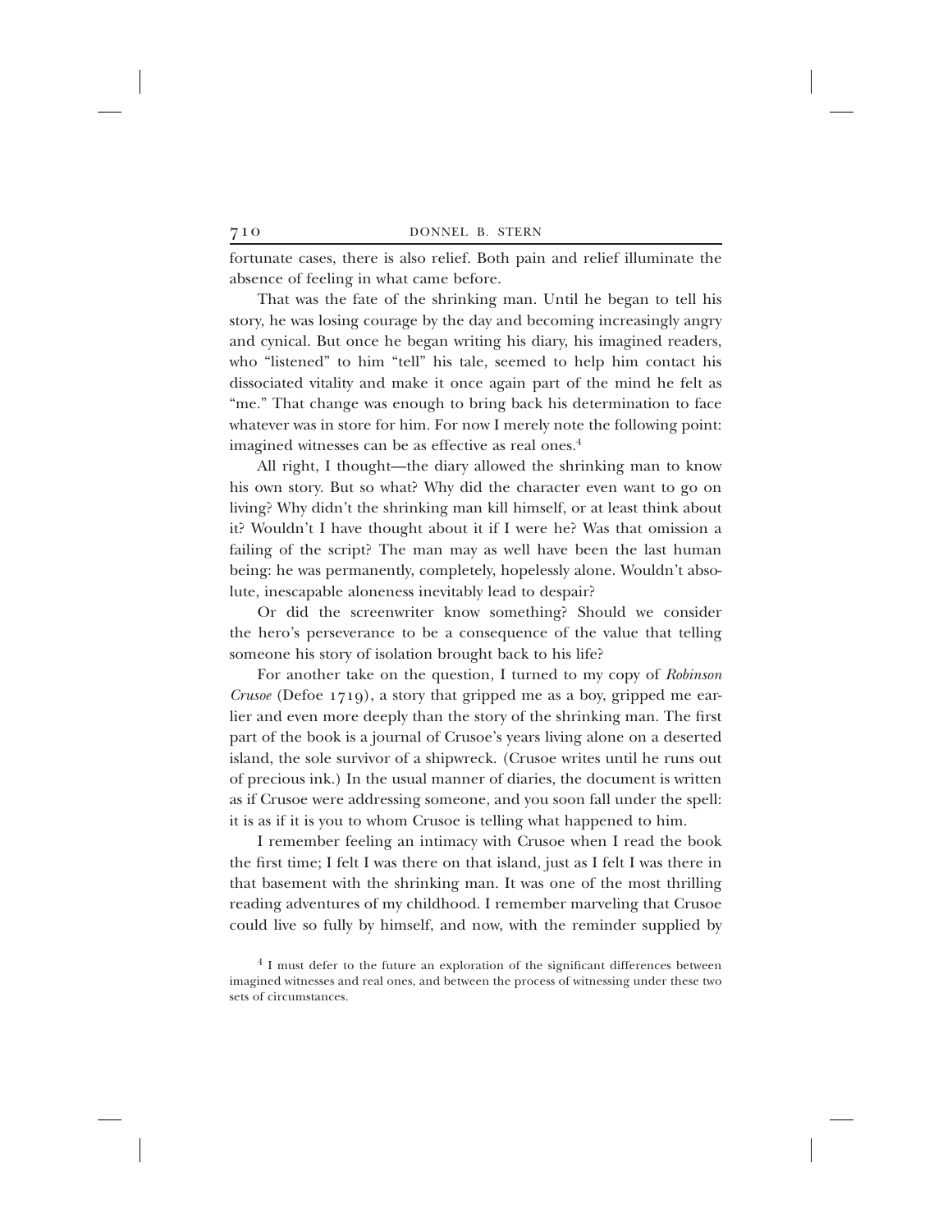fortunate cases, there is also relief. Both pain and relief illuminate the absence of feeling in what came before.

That was the fate of the shrinking man. Until he began to tell his story, he was losing courage by the day and becoming increasingly angry and cynical. But once he began writing his diary, his imagined readers, who "listened" to him "tell" his tale, seemed to help him contact his dissociated vitality and make it once again part of the mind he felt as "me." That change was enough to bring back his determination to face whatever was in store for him. For now I merely note the following point: imagined witnesses can be as effective as real ones.[4]

All right, I thought—the diary allowed the shrinking man to know his own story. But so what? Why did the character even want to go on living? Why didn't the shrinking man kill himself, or at least think about it? Wouldn't I have thought about it if I were he? Was that omission a failing of the script? The man may as well have been the last human being: he was permanently, completely, hopelessly alone. Wouldn't absolute, inescapable aloneness inevitably lead to despair?

Or did the screenwriter know something? Should we consider the hero's perseverance to be a consequence of the value that telling someone his story of isolation brought back to his life?

For another take on the question, I turned to my copy of *Robinson Crusoe* (Defoe 1719), a story that gripped me as a boy, gripped me earlier and even more deeply than the story of the shrinking man. The first part of the book is a journal of Crusoe's years living alone on a deserted island, the sole survivor of a shipwreck. (Crusoe writes until he runs out of precious ink.) In the usual manner of diaries, the document is written as if Crusoe were addressing someone, and you soon fall under the spell: it is as if it is you to whom Crusoe is telling what happened to him.

I remember feeling an intimacy with Crusoe when I read the book the first time; I felt I was there on that island, just as I felt I was there in that basement with the shrinking man. It was one of the most thrilling reading adventures of my childhood. I remember marveling that Crusoe could live so fully by himself, and now, with the reminder supplied by

[4] I must defer to the future an exploration of the significant differences between imagined witnesses and real ones, and between the process of witnessing under these two sets of circumstances.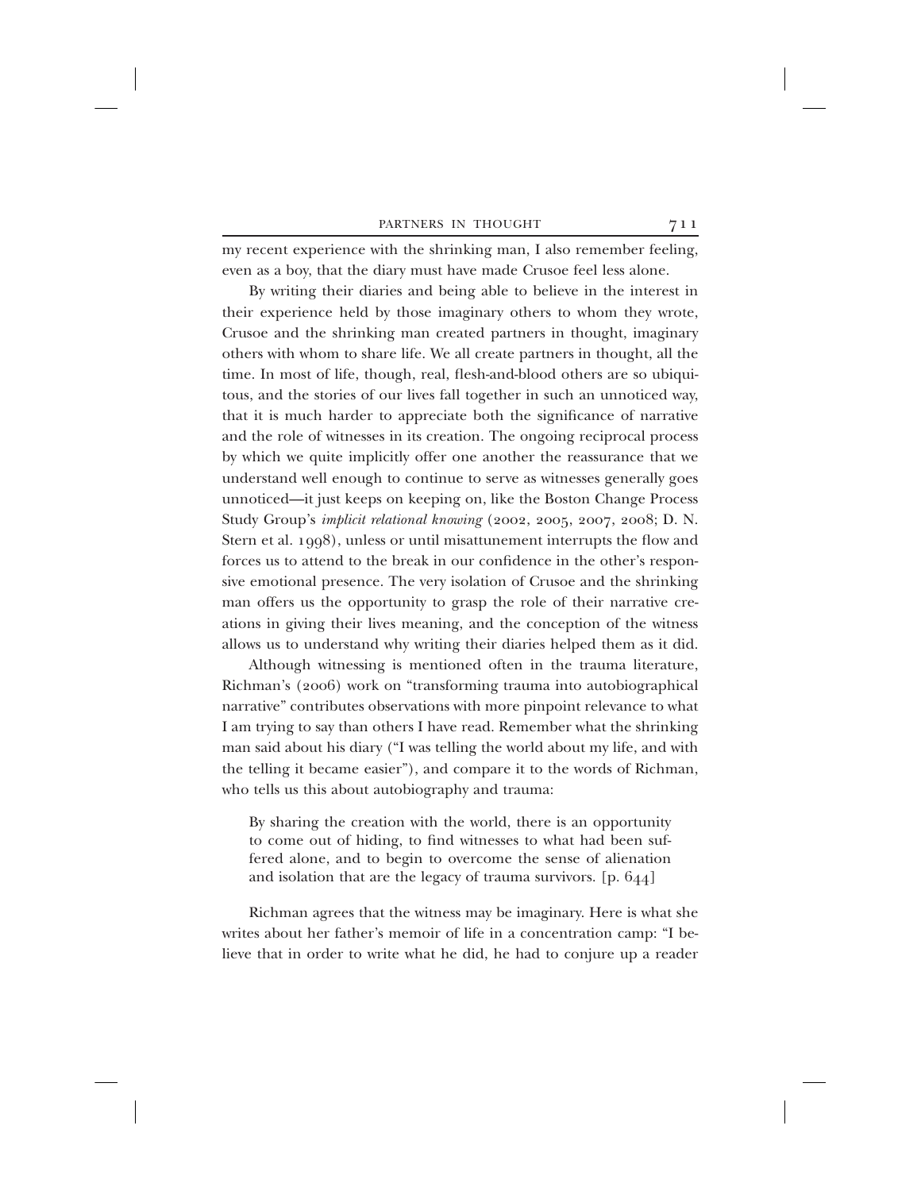my recent experience with the shrinking man, I also remember feeling, even as a boy, that the diary must have made Crusoe feel less alone.

By writing their diaries and being able to believe in the interest in their experience held by those imaginary others to whom they wrote, Crusoe and the shrinking man created partners in thought, imaginary others with whom to share life. We all create partners in thought, all the time. In most of life, though, real, flesh-and-blood others are so ubiquitous, and the stories of our lives fall together in such an unnoticed way, that it is much harder to appreciate both the significance of narrative and the role of witnesses in its creation. The ongoing reciprocal process by which we quite implicitly offer one another the reassurance that we understand well enough to continue to serve as witnesses generally goes unnoticed—it just keeps on keeping on, like the Boston Change Process Study Group's *implicit relational knowing* (2002, 2005, 2007, 2008; D. N. Stern et al. 1998), unless or until misattunement interrupts the flow and forces us to attend to the break in our confidence in the other's responsive emotional presence. The very isolation of Crusoe and the shrinking man offers us the opportunity to grasp the role of their narrative creations in giving their lives meaning, and the conception of the witness allows us to understand why writing their diaries helped them as it did.

Although witnessing is mentioned often in the trauma literature, Richman's (2006) work on "transforming trauma into autobiographical narrative" contributes observations with more pinpoint relevance to what I am trying to say than others I have read. Remember what the shrinking man said about his diary ("I was telling the world about my life, and with the telling it became easier"), and compare it to the words of Richman, who tells us this about autobiography and trauma:

> By sharing the creation with the world, there is an opportunity to come out of hiding, to find witnesses to what had been suffered alone, and to begin to overcome the sense of alienation and isolation that are the legacy of trauma survivors. [p. 644]

Richman agrees that the witness may be imaginary. Here is what she writes about her father's memoir of life in a concentration camp: "I believe that in order to write what he did, he had to conjure up a reader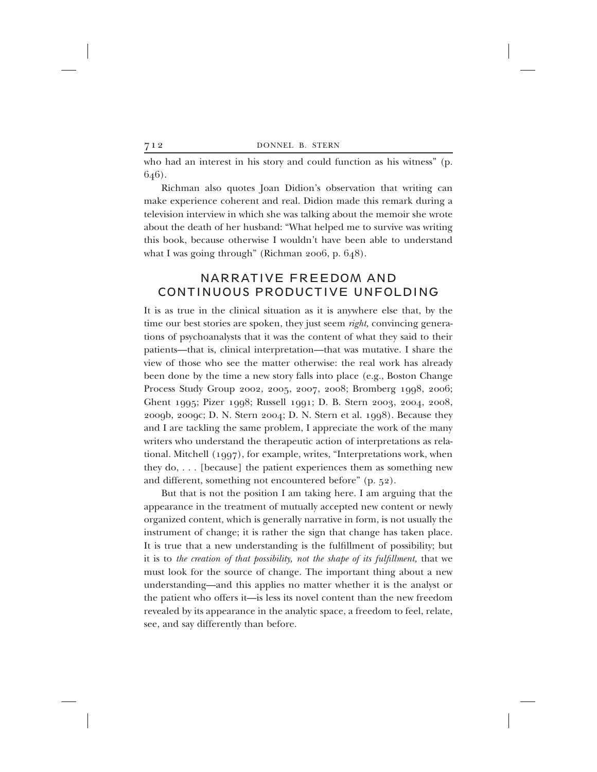who had an interest in his story and could function as his witness" (p. 646).

Richman also quotes Joan Didion's observation that writing can make experience coherent and real. Didion made this remark during a television interview in which she was talking about the memoir she wrote about the death of her husband: "What helped me to survive was writing this book, because otherwise I wouldn't have been able to understand what I was going through" (Richman 2006, p. 648).

## NARRATIVE FREEDOM AND CONTINUOUS PRODUCTIVE UNFOLDING

It is as true in the clinical situation as it is anywhere else that, by the time our best stories are spoken, they just seem *right,* convincing generations of psychoanalysts that it was the content of what they said to their patients—that is, clinical interpretation—that was mutative. I share the view of those who see the matter otherwise: the real work has already been done by the time a new story falls into place (e.g., Boston Change Process Study Group 2002, 2005, 2007, 2008; Bromberg 1998, 2006; Ghent 1995; Pizer 1998; Russell 1991; D. B. Stern 2003, 2004, 2008, 2009b, 2009c; D. N. Stern 2004; D. N. Stern et al. 1998). Because they and I are tackling the same problem, I appreciate the work of the many writers who understand the therapeutic action of interpretations as relational. Mitchell (1997), for example, writes, "Interpretations work, when they do, . . . [because] the patient experiences them as something new and different, something not encountered before" (p. 52).

But that is not the position I am taking here. I am arguing that the appearance in the treatment of mutually accepted new content or newly organized content, which is generally narrative in form, is not usually the instrument of change; it is rather the sign that change has taken place. It is true that a new understanding is the fulfillment of possibility; but it is to *the creation of that possibility, not the shape of its fulfillment,* that we must look for the source of change. The important thing about a new understanding—and this applies no matter whether it is the analyst or the patient who offers it—is less its novel content than the new freedom revealed by its appearance in the analytic space, a freedom to feel, relate, see, and say differently than before.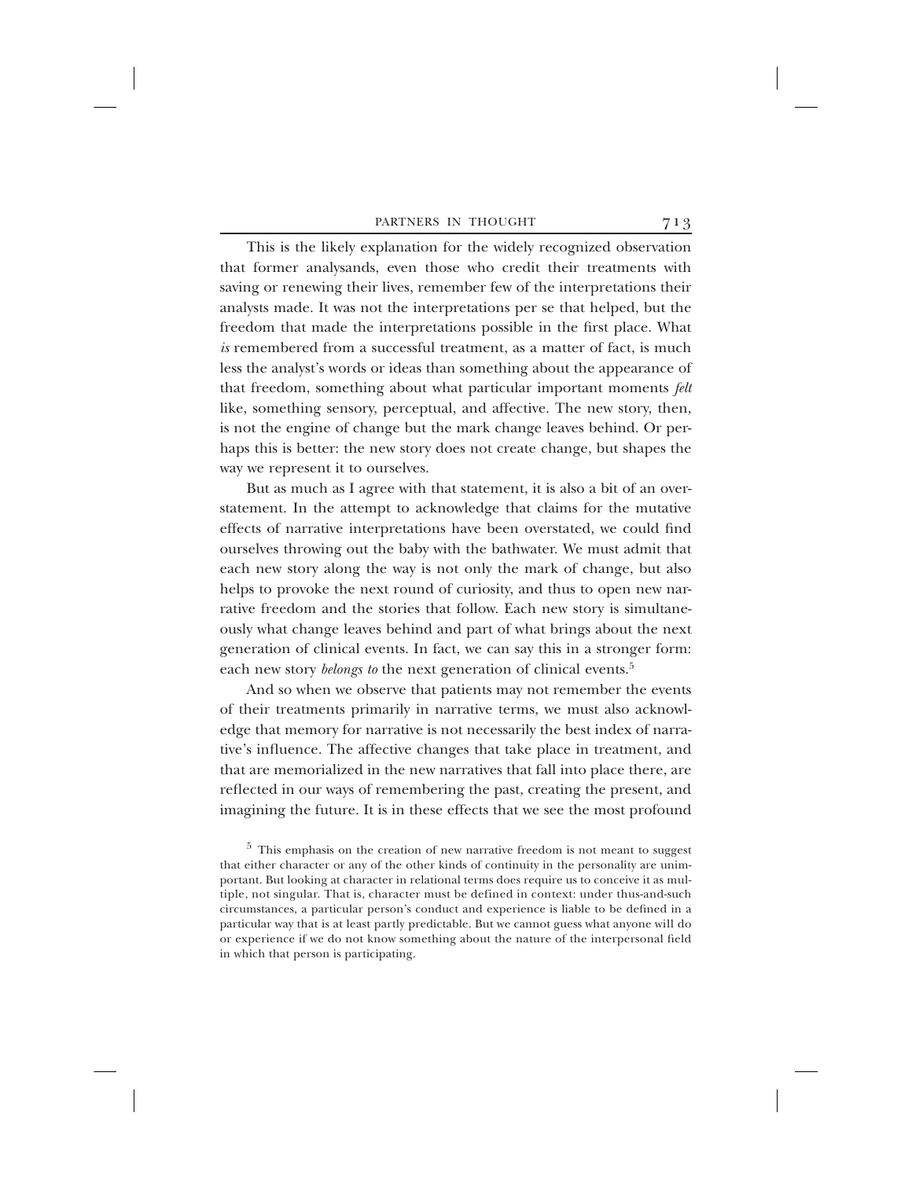This is the likely explanation for the widely recognized observation that former analysands, even those who credit their treatments with saving or renewing their lives, remember few of the interpretations their analysts made. It was not the interpretations per se that helped, but the freedom that made the interpretations possible in the first place. What *is* remembered from a successful treatment, as a matter of fact, is much less the analyst's words or ideas than something about the appearance of that freedom, something about what particular important moments *felt* like, something sensory, perceptual, and affective. The new story, then, is not the engine of change but the mark change leaves behind. Or perhaps this is better: the new story does not create change, but shapes the way we represent it to ourselves.

But as much as I agree with that statement, it is also a bit of an overstatement. In the attempt to acknowledge that claims for the mutative effects of narrative interpretations have been overstated, we could find ourselves throwing out the baby with the bathwater. We must admit that each new story along the way is not only the mark of change, but also helps to provoke the next round of curiosity, and thus to open new narrative freedom and the stories that follow. Each new story is simultaneously what change leaves behind and part of what brings about the next generation of clinical events. In fact, we can say this in a stronger form: each new story *belongs to* the next generation of clinical events.[5]

And so when we observe that patients may not remember the events of their treatments primarily in narrative terms, we must also acknowledge that memory for narrative is not necessarily the best index of narrative's influence. The affective changes that take place in treatment, and that are memorialized in the new narratives that fall into place there, are reflected in our ways of remembering the past, creating the present, and imagining the future. It is in these effects that we see the most profound

[5] This emphasis on the creation of new narrative freedom is not meant to suggest that either character or any of the other kinds of continuity in the personality are unimportant. But looking at character in relational terms does require us to conceive it as multiple, not singular. That is, character must be defined in context: under thus-and-such circumstances, a particular person's conduct and experience is liable to be defined in a particular way that is at least partly predictable. But we cannot guess what anyone will do or experience if we do not know something about the nature of the interpersonal field in which that person is participating.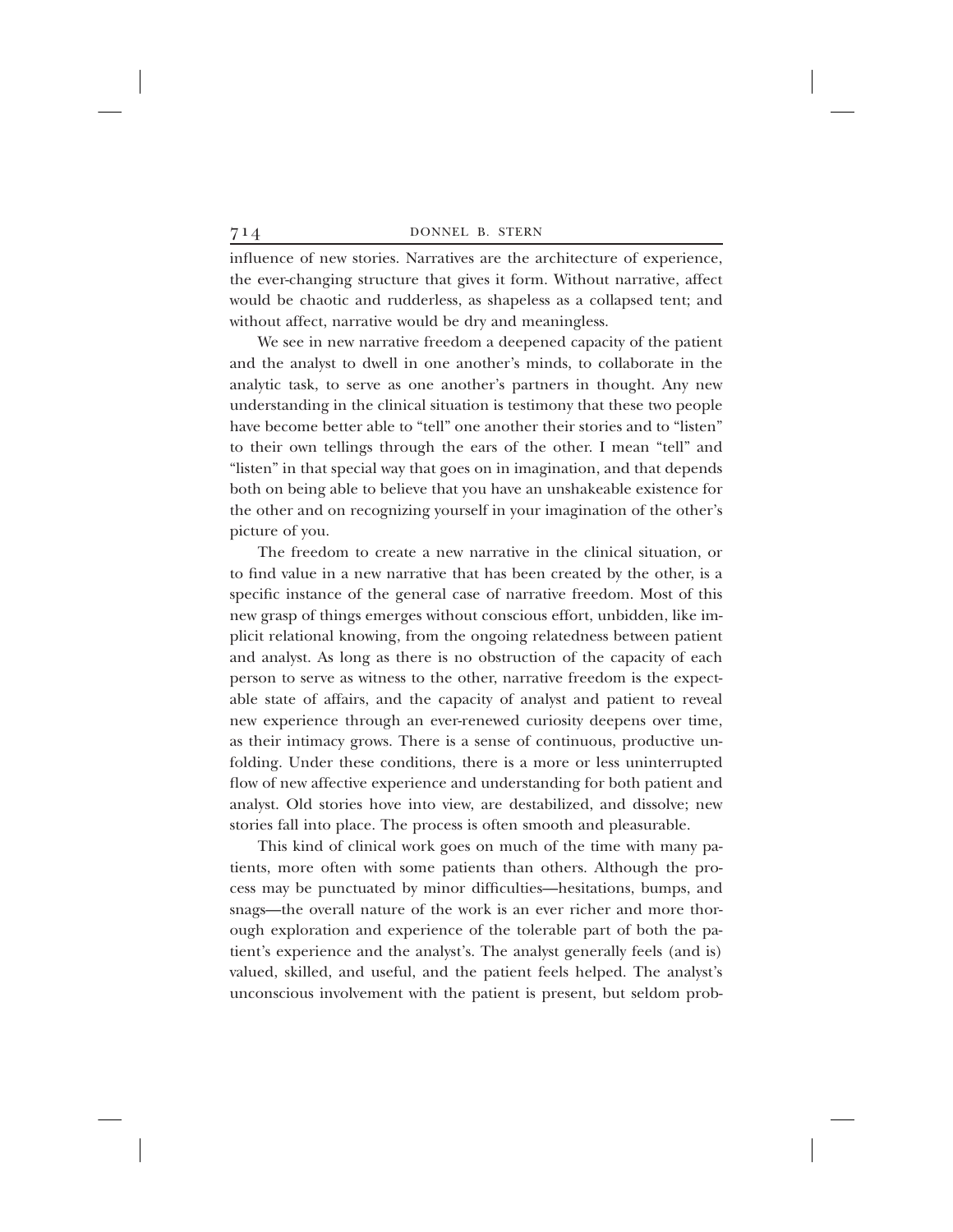influence of new stories. Narratives are the architecture of experience, the ever-changing structure that gives it form. Without narrative, affect would be chaotic and rudderless, as shapeless as a collapsed tent; and without affect, narrative would be dry and meaningless.

We see in new narrative freedom a deepened capacity of the patient and the analyst to dwell in one another's minds, to collaborate in the analytic task, to serve as one another's partners in thought. Any new understanding in the clinical situation is testimony that these two people have become better able to "tell" one another their stories and to "listen" to their own tellings through the ears of the other. I mean "tell" and "listen" in that special way that goes on in imagination, and that depends both on being able to believe that you have an unshakeable existence for the other and on recognizing yourself in your imagination of the other's picture of you.

The freedom to create a new narrative in the clinical situation, or to find value in a new narrative that has been created by the other, is a specific instance of the general case of narrative freedom. Most of this new grasp of things emerges without conscious effort, unbidden, like implicit relational knowing, from the ongoing relatedness between patient and analyst. As long as there is no obstruction of the capacity of each person to serve as witness to the other, narrative freedom is the expectable state of affairs, and the capacity of analyst and patient to reveal new experience through an ever-renewed curiosity deepens over time, as their intimacy grows. There is a sense of continuous, productive unfolding. Under these conditions, there is a more or less uninterrupted flow of new affective experience and understanding for both patient and analyst. Old stories hove into view, are destabilized, and dissolve; new stories fall into place. The process is often smooth and pleasurable.

This kind of clinical work goes on much of the time with many patients, more often with some patients than others. Although the process may be punctuated by minor difficulties—hesitations, bumps, and snags—the overall nature of the work is an ever richer and more thorough exploration and experience of the tolerable part of both the patient's experience and the analyst's. The analyst generally feels (and is) valued, skilled, and useful, and the patient feels helped. The analyst's unconscious involvement with the patient is present, but seldom prob-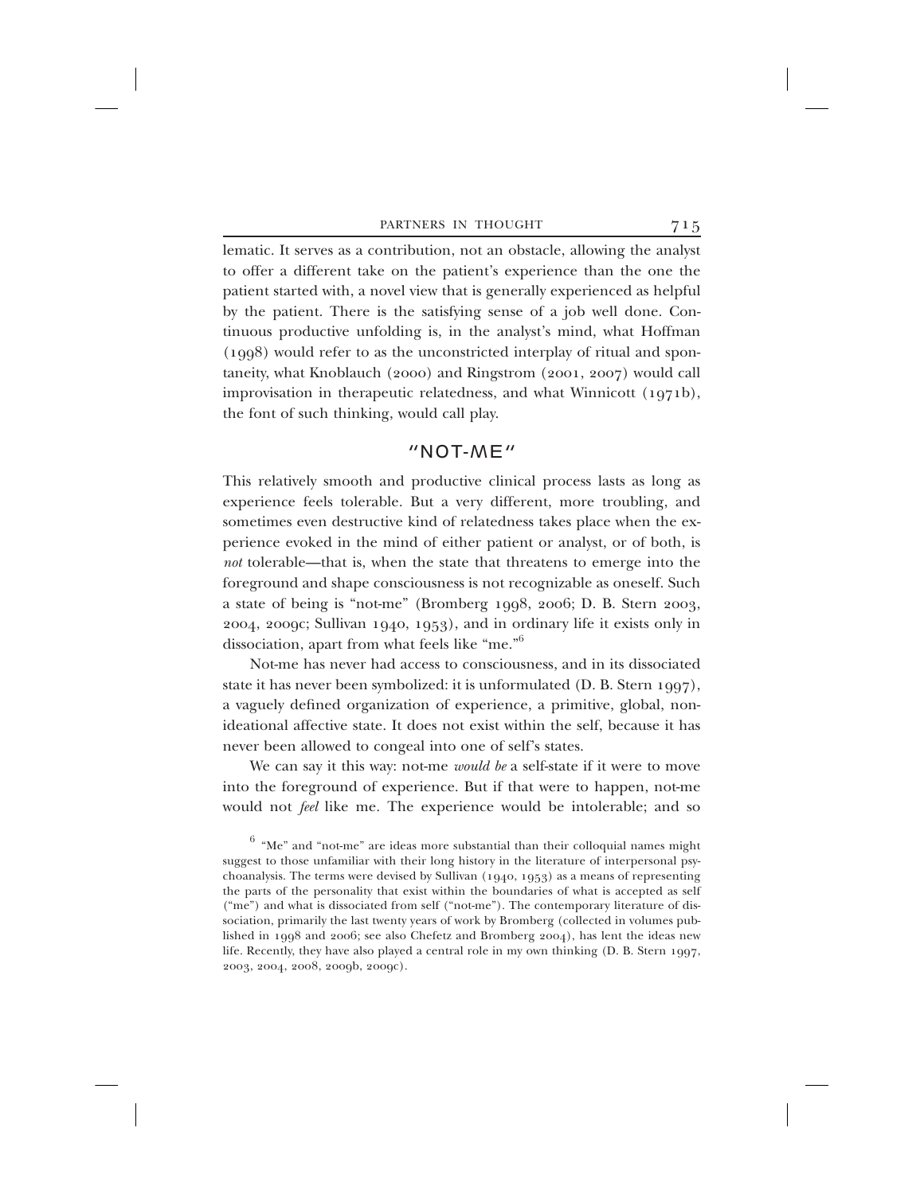lematic. It serves as a contribution, not an obstacle, allowing the analyst to offer a different take on the patient's experience than the one the patient started with, a novel view that is generally experienced as helpful by the patient. There is the satisfying sense of a job well done. Continuous productive unfolding is, in the analyst's mind, what Hoffman (1998) would refer to as the unconstricted interplay of ritual and spontaneity, what Knoblauch (2000) and Ringstrom (2001, 2007) would call improvisation in therapeutic relatedness, and what Winnicott (1971b), the font of such thinking, would call play.

## "NOT-ME"

This relatively smooth and productive clinical process lasts as long as experience feels tolerable. But a very different, more troubling, and sometimes even destructive kind of relatedness takes place when the experience evoked in the mind of either patient or analyst, or of both, is *not* tolerable—that is, when the state that threatens to emerge into the foreground and shape consciousness is not recognizable as oneself. Such a state of being is "not-me" (Bromberg 1998, 2006; D. B. Stern 2003, 2004, 2009c; Sullivan 1940, 1953), and in ordinary life it exists only in dissociation, apart from what feels like "me."[6]

Not-me has never had access to consciousness, and in its dissociated state it has never been symbolized: it is unformulated (D. B. Stern 1997), a vaguely defined organization of experience, a primitive, global, non-ideational affective state. It does not exist within the self, because it has never been allowed to congeal into one of self's states.

We can say it this way: not-me *would be* a self-state if it were to move into the foreground of experience. But if that were to happen, not-me would not *feel* like me. The experience would be intolerable; and so

[6] "Me" and "not-me" are ideas more substantial than their colloquial names might suggest to those unfamiliar with their long history in the literature of interpersonal psychoanalysis. The terms were devised by Sullivan (1940, 1953) as a means of representing the parts of the personality that exist within the boundaries of what is accepted as self ("me") and what is dissociated from self ("not-me"). The contemporary literature of dissociation, primarily the last twenty years of work by Bromberg (collected in volumes published in 1998 and 2006; see also Chefetz and Bromberg 2004), has lent the ideas new life. Recently, they have also played a central role in my own thinking (D. B. Stern 1997, 2003, 2004, 2008, 2009b, 2009c).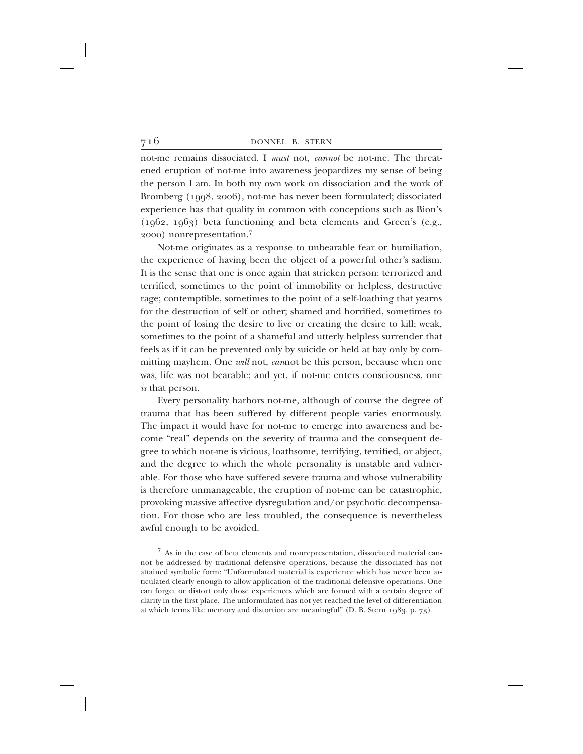not-me remains dissociated. I *must* not, *cannot* be not-me. The threatened eruption of not-me into awareness jeopardizes my sense of being the person I am. In both my own work on dissociation and the work of Bromberg (1998, 2006), not-me has never been formulated; dissociated experience has that quality in common with conceptions such as Bion's (1962, 1963) beta functioning and beta elements and Green's (e.g., 2000) nonrepresentation.[7]

Not-me originates as a response to unbearable fear or humiliation, the experience of having been the object of a powerful other's sadism. It is the sense that one is once again that stricken person: terrorized and terrified, sometimes to the point of immobility or helpless, destructive rage; contemptible, sometimes to the point of a self-loathing that yearns for the destruction of self or other; shamed and horrified, sometimes to the point of losing the desire to live or creating the desire to kill; weak, sometimes to the point of a shameful and utterly helpless surrender that feels as if it can be prevented only by suicide or held at bay only by committing mayhem. One *will* not, *can*not be this person, because when one was, life was not bearable; and yet, if not-me enters consciousness, one *is* that person.

Every personality harbors not-me, although of course the degree of trauma that has been suffered by different people varies enormously. The impact it would have for not-me to emerge into awareness and become "real" depends on the severity of trauma and the consequent degree to which not-me is vicious, loathsome, terrifying, terrified, or abject, and the degree to which the whole personality is unstable and vulnerable. For those who have suffered severe trauma and whose vulnerability is therefore unmanageable, the eruption of not-me can be catastrophic, provoking massive affective dysregulation and/or psychotic decompensation. For those who are less troubled, the consequence is nevertheless awful enough to be avoided.

[7] As in the case of beta elements and nonrepresentation, dissociated material cannot be addressed by traditional defensive operations, because the dissociated has not attained symbolic form: "Unformulated material is experience which has never been articulated clearly enough to allow application of the traditional defensive operations. One can forget or distort only those experiences which are formed with a certain degree of clarity in the first place. The unformulated has not yet reached the level of differentiation at which terms like memory and distortion are meaningful" (D. B. Stern 1983, p. 73).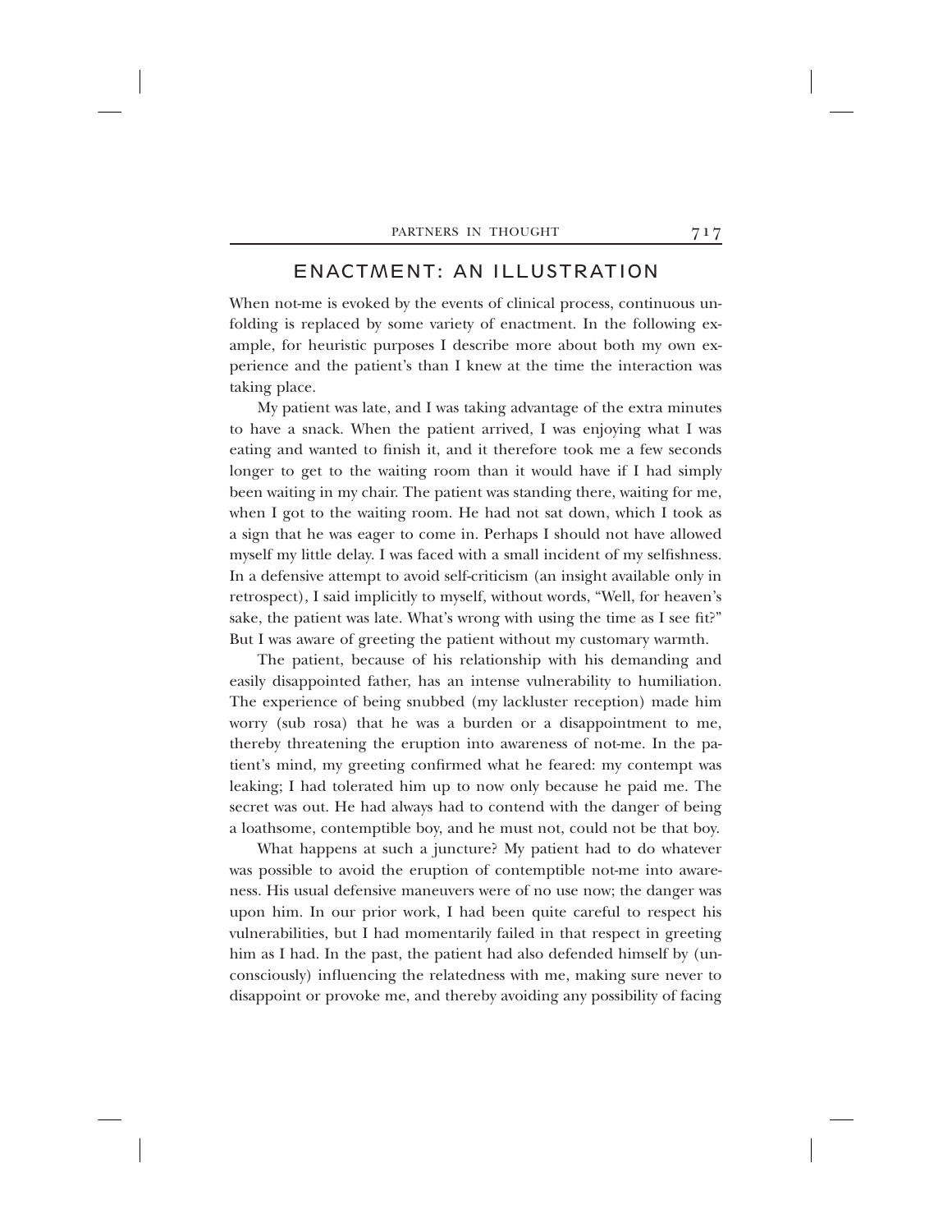## ENACTMENT: AN ILLUSTRATION

When not-me is evoked by the events of clinical process, continuous unfolding is replaced by some variety of enactment. In the following example, for heuristic purposes I describe more about both my own experience and the patient's than I knew at the time the interaction was taking place.

My patient was late, and I was taking advantage of the extra minutes to have a snack. When the patient arrived, I was enjoying what I was eating and wanted to finish it, and it therefore took me a few seconds longer to get to the waiting room than it would have if I had simply been waiting in my chair. The patient was standing there, waiting for me, when I got to the waiting room. He had not sat down, which I took as a sign that he was eager to come in. Perhaps I should not have allowed myself my little delay. I was faced with a small incident of my selfishness. In a defensive attempt to avoid self-criticism (an insight available only in retrospect), I said implicitly to myself, without words, "Well, for heaven's sake, the patient was late. What's wrong with using the time as I see fit?" But I was aware of greeting the patient without my customary warmth.

The patient, because of his relationship with his demanding and easily disappointed father, has an intense vulnerability to humiliation. The experience of being snubbed (my lackluster reception) made him worry (sub rosa) that he was a burden or a disappointment to me, thereby threatening the eruption into awareness of not-me. In the patient's mind, my greeting confirmed what he feared: my contempt was leaking; I had tolerated him up to now only because he paid me. The secret was out. He had always had to contend with the danger of being a loathsome, contemptible boy, and he must not, could not be that boy.

What happens at such a juncture? My patient had to do whatever was possible to avoid the eruption of contemptible not-me into awareness. His usual defensive maneuvers were of no use now; the danger was upon him. In our prior work, I had been quite careful to respect his vulnerabilities, but I had momentarily failed in that respect in greeting him as I had. In the past, the patient had also defended himself by (unconsciously) influencing the relatedness with me, making sure never to disappoint or provoke me, and thereby avoiding any possibility of facing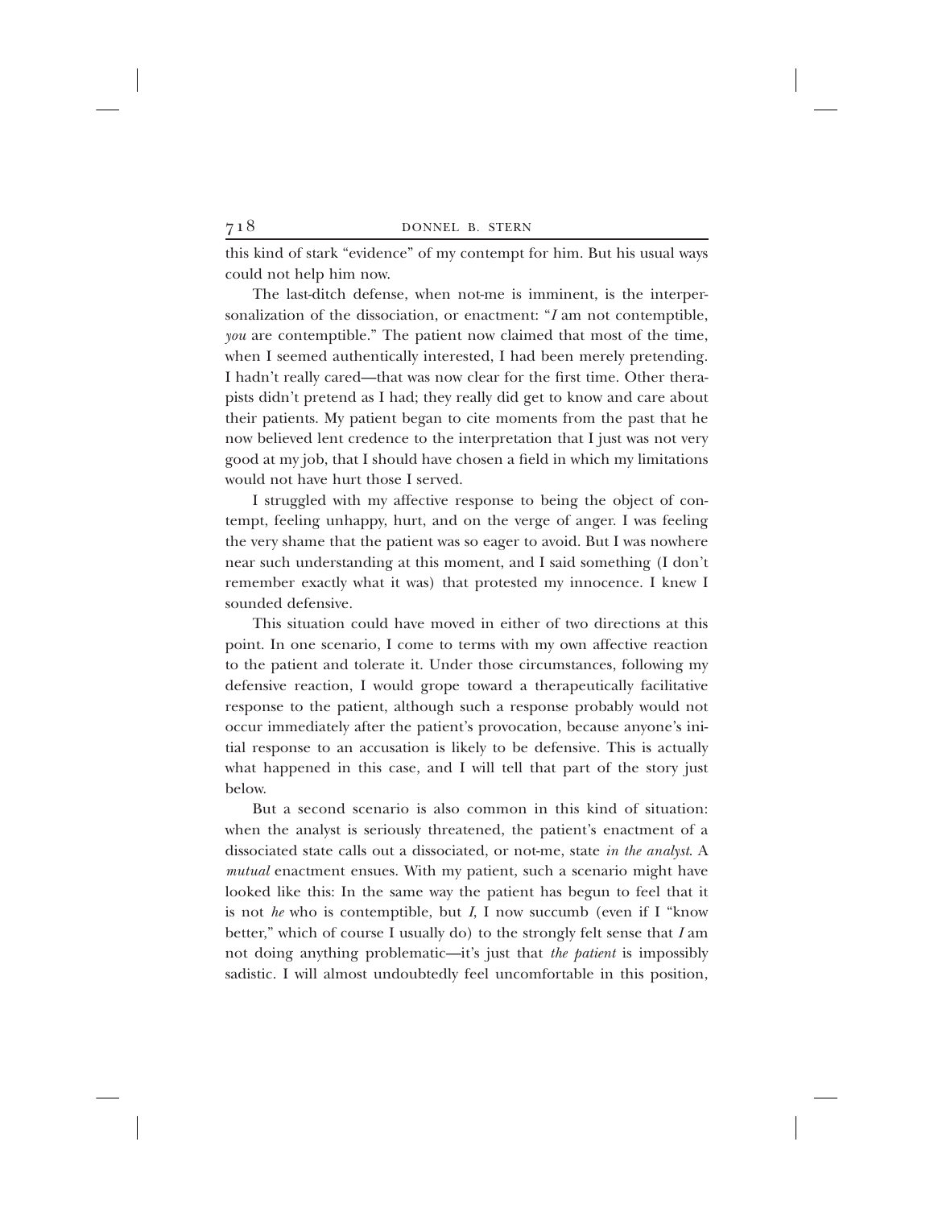this kind of stark "evidence" of my contempt for him. But his usual ways could not help him now.

The last-ditch defense, when not-me is imminent, is the interpersonalization of the dissociation, or enactment: "*I* am not contemptible, *you* are contemptible." The patient now claimed that most of the time, when I seemed authentically interested, I had been merely pretending. I hadn't really cared—that was now clear for the first time. Other therapists didn't pretend as I had; they really did get to know and care about their patients. My patient began to cite moments from the past that he now believed lent credence to the interpretation that I just was not very good at my job, that I should have chosen a field in which my limitations would not have hurt those I served.

I struggled with my affective response to being the object of contempt, feeling unhappy, hurt, and on the verge of anger. I was feeling the very shame that the patient was so eager to avoid. But I was nowhere near such understanding at this moment, and I said something (I don't remember exactly what it was) that protested my innocence. I knew I sounded defensive.

This situation could have moved in either of two directions at this point. In one scenario, I come to terms with my own affective reaction to the patient and tolerate it. Under those circumstances, following my defensive reaction, I would grope toward a therapeutically facilitative response to the patient, although such a response probably would not occur immediately after the patient's provocation, because anyone's initial response to an accusation is likely to be defensive. This is actually what happened in this case, and I will tell that part of the story just below.

But a second scenario is also common in this kind of situation: when the analyst is seriously threatened, the patient's enactment of a dissociated state calls out a dissociated, or not-me, state *in the analyst*. A *mutual* enactment ensues. With my patient, such a scenario might have looked like this: In the same way the patient has begun to feel that it is not *he* who is contemptible, but *I*, I now succumb (even if I "know better," which of course I usually do) to the strongly felt sense that *I* am not doing anything problematic—it's just that *the patient* is impossibly sadistic. I will almost undoubtedly feel uncomfortable in this position,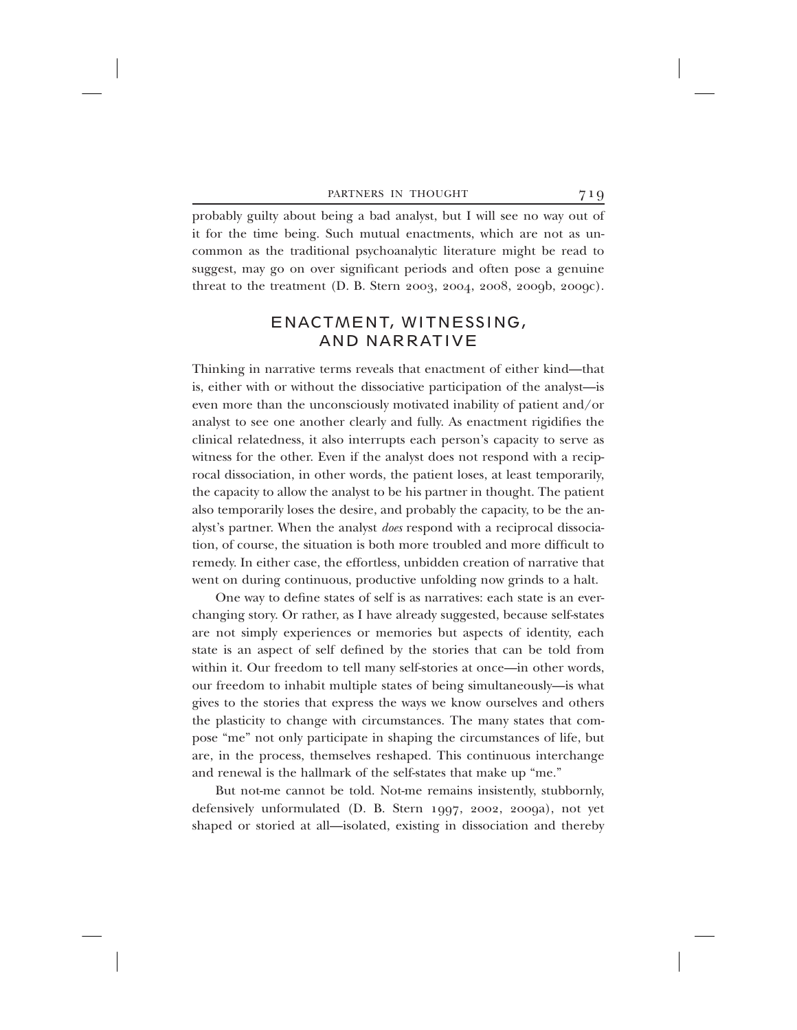probably guilty about being a bad analyst, but I will see no way out of it for the time being. Such mutual enactments, which are not as uncommon as the traditional psychoanalytic literature might be read to suggest, may go on over significant periods and often pose a genuine threat to the treatment (D. B. Stern 2003, 2004, 2008, 2009b, 2009c).

## ENACTMENT, WITNESSING, AND NARRATIVE

Thinking in narrative terms reveals that enactment of either kind—that is, either with or without the dissociative participation of the analyst—is even more than the unconsciously motivated inability of patient and/or analyst to see one another clearly and fully. As enactment rigidifies the clinical relatedness, it also interrupts each person's capacity to serve as witness for the other. Even if the analyst does not respond with a reciprocal dissociation, in other words, the patient loses, at least temporarily, the capacity to allow the analyst to be his partner in thought. The patient also temporarily loses the desire, and probably the capacity, to be the analyst's partner. When the analyst *does* respond with a reciprocal dissociation, of course, the situation is both more troubled and more difficult to remedy. In either case, the effortless, unbidden creation of narrative that went on during continuous, productive unfolding now grinds to a halt.

One way to define states of self is as narratives: each state is an ever-changing story. Or rather, as I have already suggested, because self-states are not simply experiences or memories but aspects of identity, each state is an aspect of self defined by the stories that can be told from within it. Our freedom to tell many self-stories at once—in other words, our freedom to inhabit multiple states of being simultaneously—is what gives to the stories that express the ways we know ourselves and others the plasticity to change with circumstances. The many states that compose "me" not only participate in shaping the circumstances of life, but are, in the process, themselves reshaped. This continuous interchange and renewal is the hallmark of the self-states that make up "me."

But not-me cannot be told. Not-me remains insistently, stubbornly, defensively unformulated (D. B. Stern 1997, 2002, 2009a), not yet shaped or storied at all—isolated, existing in dissociation and thereby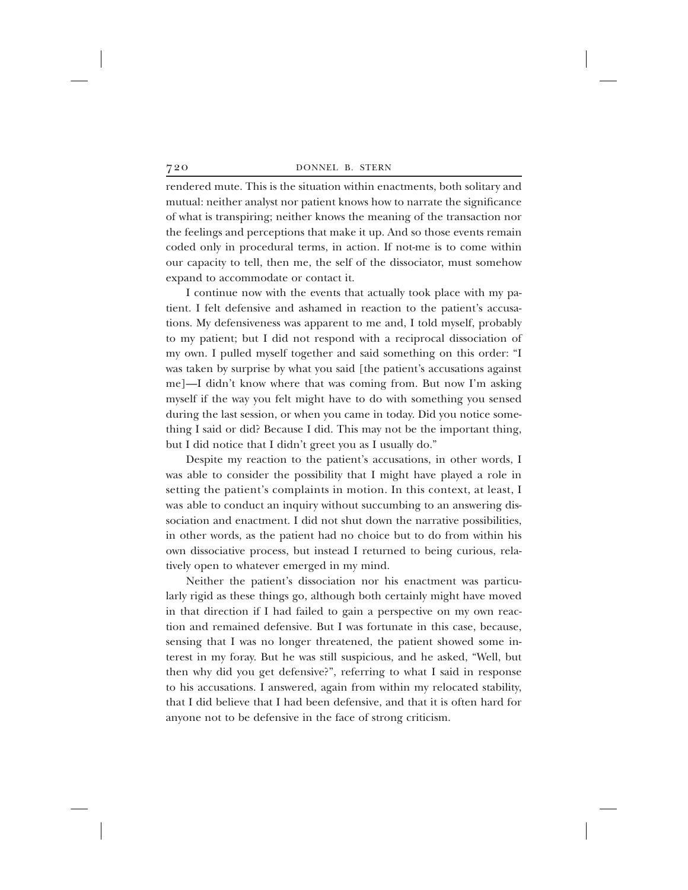rendered mute. This is the situation within enactments, both solitary and mutual: neither analyst nor patient knows how to narrate the significance of what is transpiring; neither knows the meaning of the transaction nor the feelings and perceptions that make it up. And so those events remain coded only in procedural terms, in action. If not-me is to come within our capacity to tell, then me, the self of the dissociator, must somehow expand to accommodate or contact it.

I continue now with the events that actually took place with my patient. I felt defensive and ashamed in reaction to the patient's accusations. My defensiveness was apparent to me and, I told myself, probably to my patient; but I did not respond with a reciprocal dissociation of my own. I pulled myself together and said something on this order: "I was taken by surprise by what you said [the patient's accusations against me]—I didn't know where that was coming from. But now I'm asking myself if the way you felt might have to do with something you sensed during the last session, or when you came in today. Did you notice something I said or did? Because I did. This may not be the important thing, but I did notice that I didn't greet you as I usually do."

Despite my reaction to the patient's accusations, in other words, I was able to consider the possibility that I might have played a role in setting the patient's complaints in motion. In this context, at least, I was able to conduct an inquiry without succumbing to an answering dissociation and enactment. I did not shut down the narrative possibilities, in other words, as the patient had no choice but to do from within his own dissociative process, but instead I returned to being curious, relatively open to whatever emerged in my mind.

Neither the patient's dissociation nor his enactment was particularly rigid as these things go, although both certainly might have moved in that direction if I had failed to gain a perspective on my own reaction and remained defensive. But I was fortunate in this case, because, sensing that I was no longer threatened, the patient showed some interest in my foray. But he was still suspicious, and he asked, "Well, but then why did you get defensive?", referring to what I said in response to his accusations. I answered, again from within my relocated stability, that I did believe that I had been defensive, and that it is often hard for anyone not to be defensive in the face of strong criticism.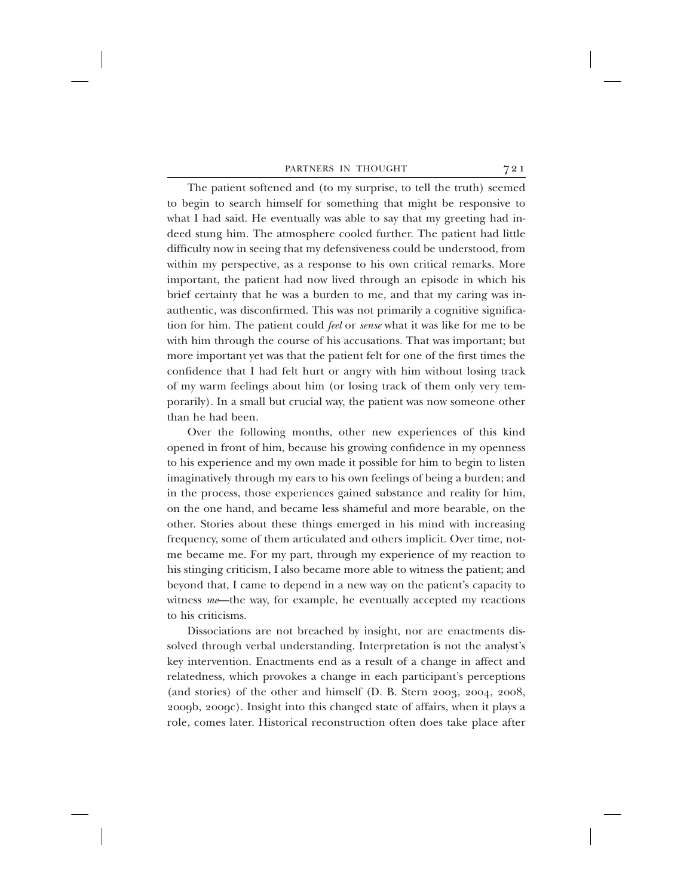The patient softened and (to my surprise, to tell the truth) seemed to begin to search himself for something that might be responsive to what I had said. He eventually was able to say that my greeting had indeed stung him. The atmosphere cooled further. The patient had little difficulty now in seeing that my defensiveness could be understood, from within my perspective, as a response to his own critical remarks. More important, the patient had now lived through an episode in which his brief certainty that he was a burden to me, and that my caring was inauthentic, was disconfirmed. This was not primarily a cognitive signification for him. The patient could *feel* or *sense* what it was like for me to be with him through the course of his accusations. That was important; but more important yet was that the patient felt for one of the first times the confidence that I had felt hurt or angry with him without losing track of my warm feelings about him (or losing track of them only very temporarily). In a small but crucial way, the patient was now someone other than he had been.

Over the following months, other new experiences of this kind opened in front of him, because his growing confidence in my openness to his experience and my own made it possible for him to begin to listen imaginatively through my ears to his own feelings of being a burden; and in the process, those experiences gained substance and reality for him, on the one hand, and became less shameful and more bearable, on the other. Stories about these things emerged in his mind with increasing frequency, some of them articulated and others implicit. Over time, not-me became me. For my part, through my experience of my reaction to his stinging criticism, I also became more able to witness the patient; and beyond that, I came to depend in a new way on the patient's capacity to witness *me*—the way, for example, he eventually accepted my reactions to his criticisms.

Dissociations are not breached by insight, nor are enactments dissolved through verbal understanding. Interpretation is not the analyst's key intervention. Enactments end as a result of a change in affect and relatedness, which provokes a change in each participant's perceptions (and stories) of the other and himself (D. B. Stern 2003, 2004, 2008, 2009b, 2009c). Insight into this changed state of affairs, when it plays a role, comes later. Historical reconstruction often does take place after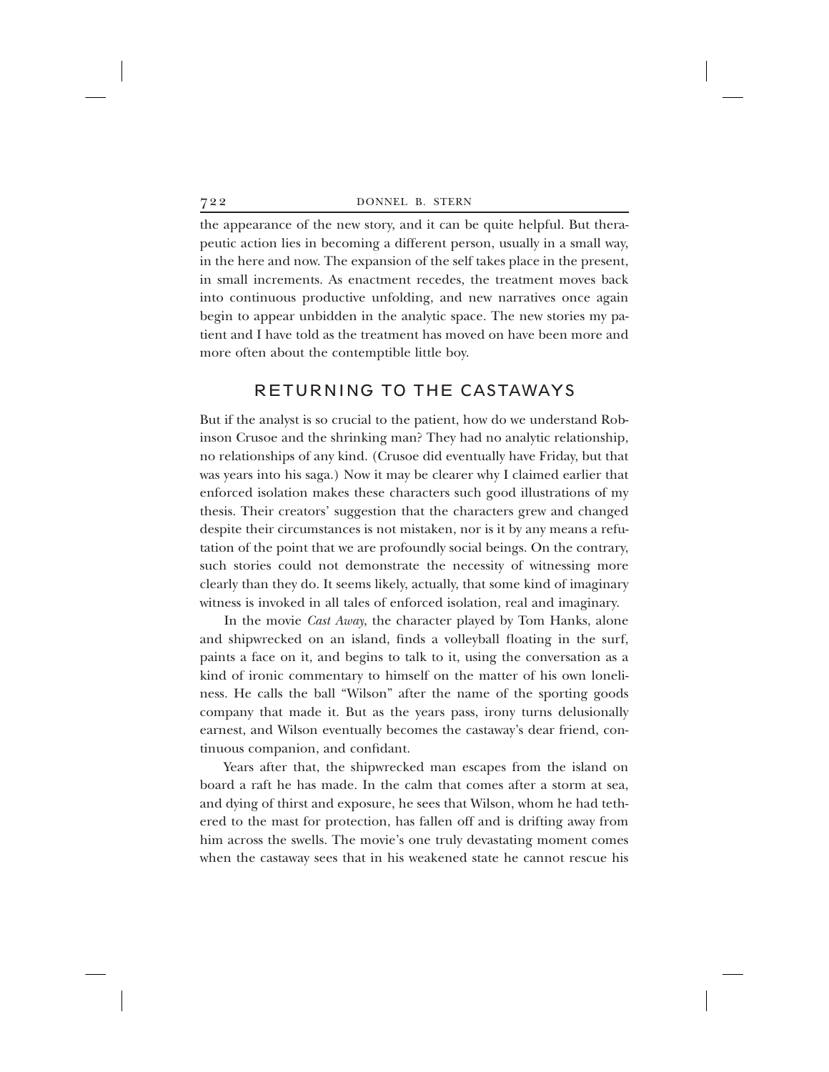the appearance of the new story, and it can be quite helpful. But therapeutic action lies in becoming a different person, usually in a small way, in the here and now. The expansion of the self takes place in the present, in small increments. As enactment recedes, the treatment moves back into continuous productive unfolding, and new narratives once again begin to appear unbidden in the analytic space. The new stories my patient and I have told as the treatment has moved on have been more and more often about the contemptible little boy.

## RETURNING TO THE CASTAWAYS

But if the analyst is so crucial to the patient, how do we understand Robinson Crusoe and the shrinking man? They had no analytic relationship, no relationships of any kind. (Crusoe did eventually have Friday, but that was years into his saga.) Now it may be clearer why I claimed earlier that enforced isolation makes these characters such good illustrations of my thesis. Their creators' suggestion that the characters grew and changed despite their circumstances is not mistaken, nor is it by any means a refutation of the point that we are profoundly social beings. On the contrary, such stories could not demonstrate the necessity of witnessing more clearly than they do. It seems likely, actually, that some kind of imaginary witness is invoked in all tales of enforced isolation, real and imaginary.

In the movie *Cast Away*, the character played by Tom Hanks, alone and shipwrecked on an island, finds a volleyball floating in the surf, paints a face on it, and begins to talk to it, using the conversation as a kind of ironic commentary to himself on the matter of his own loneliness. He calls the ball "Wilson" after the name of the sporting goods company that made it. But as the years pass, irony turns delusionally earnest, and Wilson eventually becomes the castaway's dear friend, continuous companion, and confidant.

Years after that, the shipwrecked man escapes from the island on board a raft he has made. In the calm that comes after a storm at sea, and dying of thirst and exposure, he sees that Wilson, whom he had tethered to the mast for protection, has fallen off and is drifting away from him across the swells. The movie's one truly devastating moment comes when the castaway sees that in his weakened state he cannot rescue his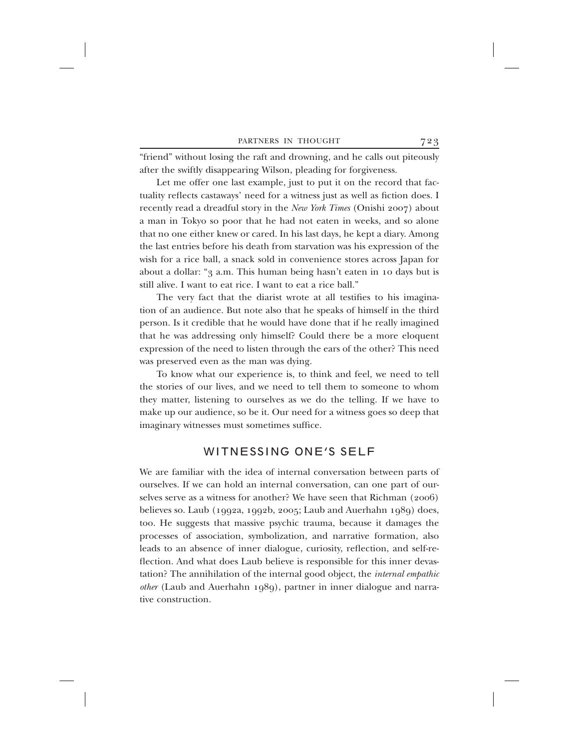"friend" without losing the raft and drowning, and he calls out piteously after the swiftly disappearing Wilson, pleading for forgiveness.

Let me offer one last example, just to put it on the record that factuality reflects castaways' need for a witness just as well as fiction does. I recently read a dreadful story in the *New York Times* (Onishi 2007) about a man in Tokyo so poor that he had not eaten in weeks, and so alone that no one either knew or cared. In his last days, he kept a diary. Among the last entries before his death from starvation was his expression of the wish for a rice ball, a snack sold in convenience stores across Japan for about a dollar: "3 a.m. This human being hasn't eaten in 10 days but is still alive. I want to eat rice. I want to eat a rice ball."

The very fact that the diarist wrote at all testifies to his imagination of an audience. But note also that he speaks of himself in the third person. Is it credible that he would have done that if he really imagined that he was addressing only himself? Could there be a more eloquent expression of the need to listen through the ears of the other? This need was preserved even as the man was dying.

To know what our experience is, to think and feel, we need to tell the stories of our lives, and we need to tell them to someone to whom they matter, listening to ourselves as we do the telling. If we have to make up our audience, so be it. Our need for a witness goes so deep that imaginary witnesses must sometimes suffice.

## WITNESSING ONE'S SELF

We are familiar with the idea of internal conversation between parts of ourselves. If we can hold an internal conversation, can one part of ourselves serve as a witness for another? We have seen that Richman (2006) believes so. Laub (1992a, 1992b, 2005; Laub and Auerhahn 1989) does, too. He suggests that massive psychic trauma, because it damages the processes of association, symbolization, and narrative formation, also leads to an absence of inner dialogue, curiosity, reflection, and self-reflection. And what does Laub believe is responsible for this inner devastation? The annihilation of the internal good object, the *internal empathic other* (Laub and Auerhahn 1989), partner in inner dialogue and narrative construction.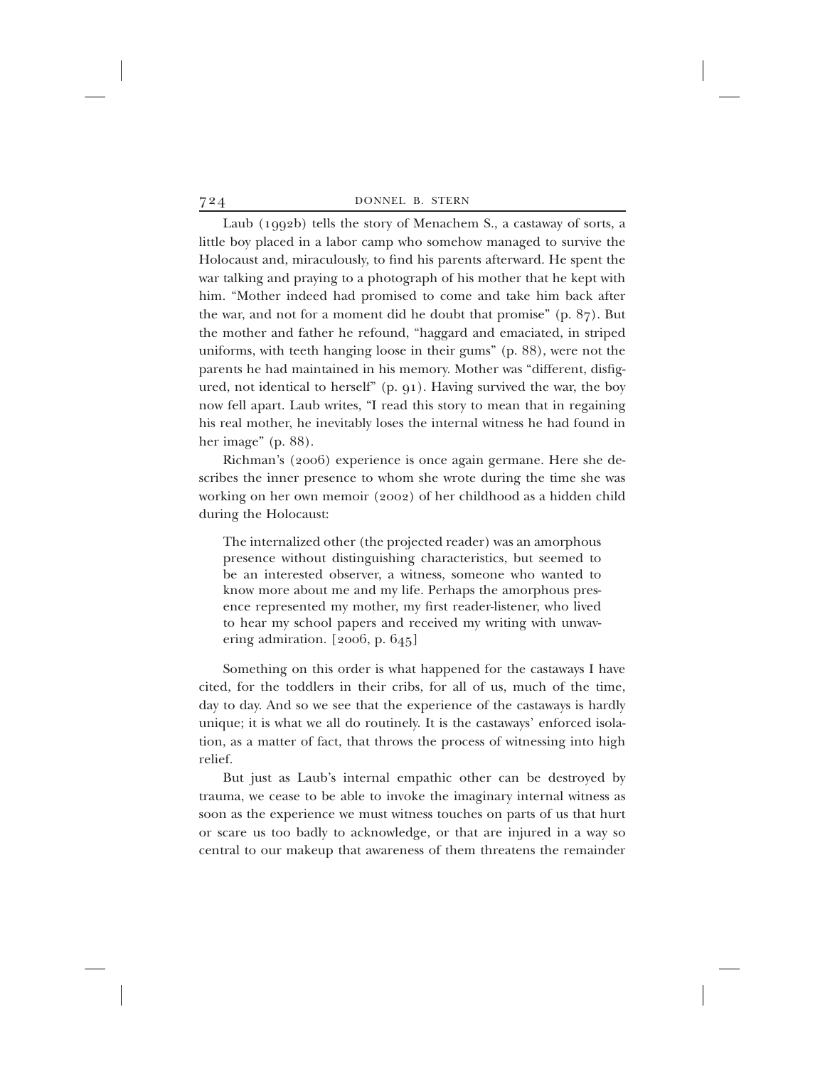Laub (1992b) tells the story of Menachem S., a castaway of sorts, a little boy placed in a labor camp who somehow managed to survive the Holocaust and, miraculously, to find his parents afterward. He spent the war talking and praying to a photograph of his mother that he kept with him. "Mother indeed had promised to come and take him back after the war, and not for a moment did he doubt that promise" (p. 87). But the mother and father he refound, "haggard and emaciated, in striped uniforms, with teeth hanging loose in their gums" (p. 88), were not the parents he had maintained in his memory. Mother was "different, disfigured, not identical to herself" (p. 91). Having survived the war, the boy now fell apart. Laub writes, "I read this story to mean that in regaining his real mother, he inevitably loses the internal witness he had found in her image" (p. 88).

Richman's (2006) experience is once again germane. Here she describes the inner presence to whom she wrote during the time she was working on her own memoir (2002) of her childhood as a hidden child during the Holocaust:

> The internalized other (the projected reader) was an amorphous presence without distinguishing characteristics, but seemed to be an interested observer, a witness, someone who wanted to know more about me and my life. Perhaps the amorphous presence represented my mother, my first reader-listener, who lived to hear my school papers and received my writing with unwavering admiration. [2006, p. 645]

Something on this order is what happened for the castaways I have cited, for the toddlers in their cribs, for all of us, much of the time, day to day. And so we see that the experience of the castaways is hardly unique; it is what we all do routinely. It is the castaways' enforced isolation, as a matter of fact, that throws the process of witnessing into high relief.

But just as Laub's internal empathic other can be destroyed by trauma, we cease to be able to invoke the imaginary internal witness as soon as the experience we must witness touches on parts of us that hurt or scare us too badly to acknowledge, or that are injured in a way so central to our makeup that awareness of them threatens the remainder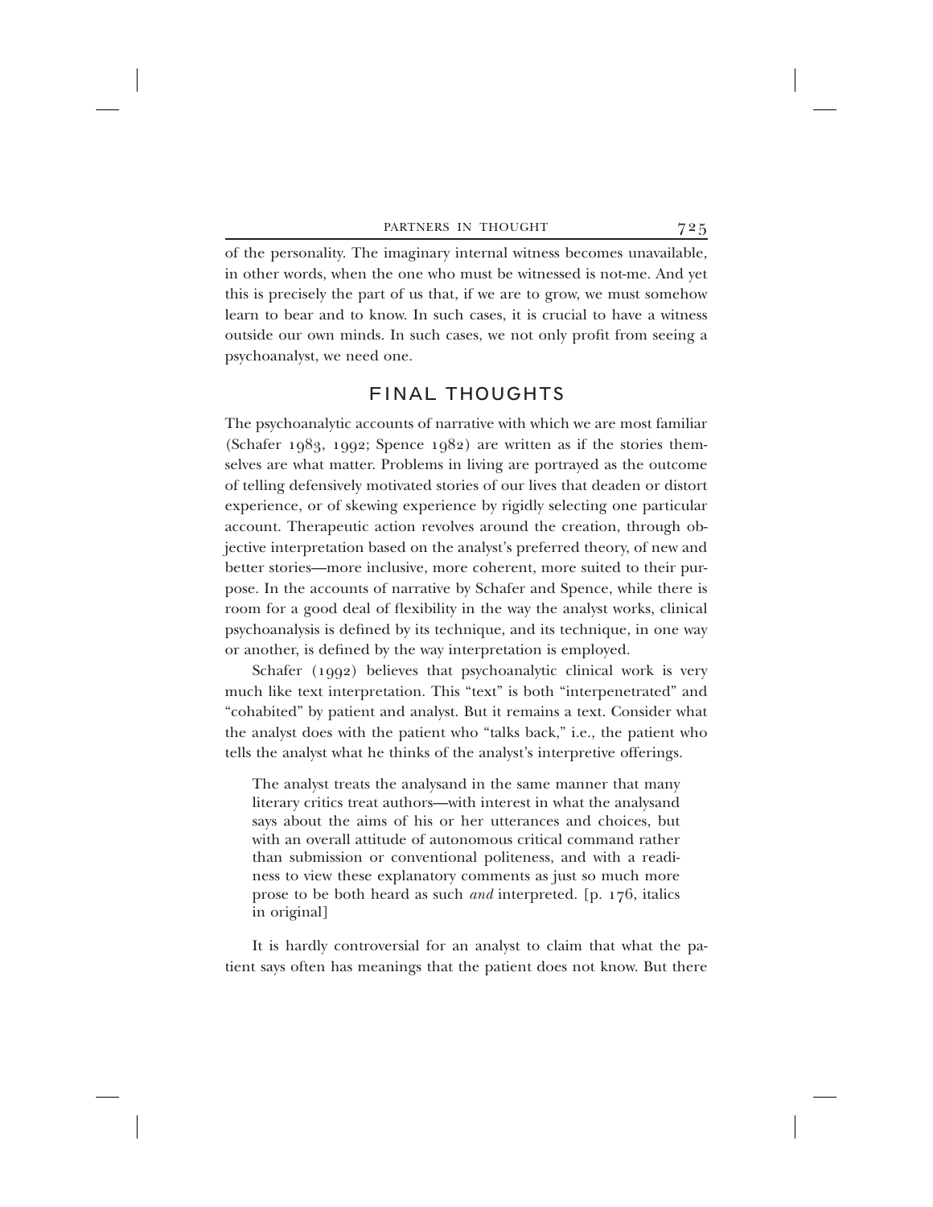of the personality. The imaginary internal witness becomes unavailable, in other words, when the one who must be witnessed is not-me. And yet this is precisely the part of us that, if we are to grow, we must somehow learn to bear and to know. In such cases, it is crucial to have a witness outside our own minds. In such cases, we not only profit from seeing a psychoanalyst, we need one.

## FINAL THOUGHTS

The psychoanalytic accounts of narrative with which we are most familiar (Schafer 1983, 1992; Spence 1982) are written as if the stories themselves are what matter. Problems in living are portrayed as the outcome of telling defensively motivated stories of our lives that deaden or distort experience, or of skewing experience by rigidly selecting one particular account. Therapeutic action revolves around the creation, through objective interpretation based on the analyst's preferred theory, of new and better stories—more inclusive, more coherent, more suited to their purpose. In the accounts of narrative by Schafer and Spence, while there is room for a good deal of flexibility in the way the analyst works, clinical psychoanalysis is defined by its technique, and its technique, in one way or another, is defined by the way interpretation is employed.

Schafer (1992) believes that psychoanalytic clinical work is very much like text interpretation. This "text" is both "interpenetrated" and "cohabited" by patient and analyst. But it remains a text. Consider what the analyst does with the patient who "talks back," i.e., the patient who tells the analyst what he thinks of the analyst's interpretive offerings.

> The analyst treats the analysand in the same manner that many literary critics treat authors—with interest in what the analysand says about the aims of his or her utterances and choices, but with an overall attitude of autonomous critical command rather than submission or conventional politeness, and with a readiness to view these explanatory comments as just so much more prose to be both heard as such *and* interpreted. [p. 176, italics in original]

It is hardly controversial for an analyst to claim that what the patient says often has meanings that the patient does not know. But there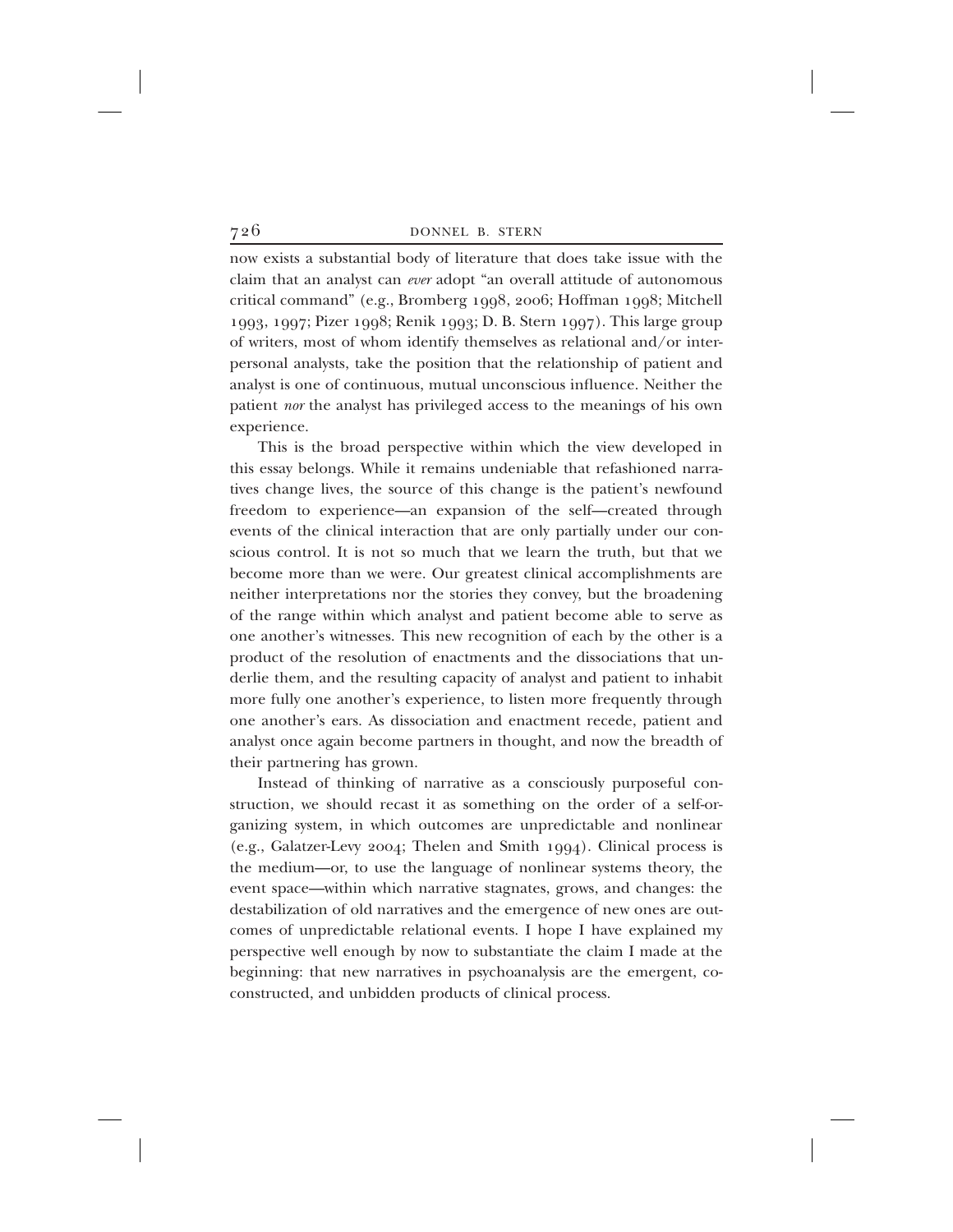now exists a substantial body of literature that does take issue with the claim that an analyst can *ever* adopt "an overall attitude of autonomous critical command" (e.g., Bromberg 1998, 2006; Hoffman 1998; Mitchell 1993, 1997; Pizer 1998; Renik 1993; D. B. Stern 1997). This large group of writers, most of whom identify themselves as relational and/or interpersonal analysts, take the position that the relationship of patient and analyst is one of continuous, mutual unconscious influence. Neither the patient *nor* the analyst has privileged access to the meanings of his own experience.

This is the broad perspective within which the view developed in this essay belongs. While it remains undeniable that refashioned narratives change lives, the source of this change is the patient's newfound freedom to experience—an expansion of the self—created through events of the clinical interaction that are only partially under our conscious control. It is not so much that we learn the truth, but that we become more than we were. Our greatest clinical accomplishments are neither interpretations nor the stories they convey, but the broadening of the range within which analyst and patient become able to serve as one another's witnesses. This new recognition of each by the other is a product of the resolution of enactments and the dissociations that underlie them, and the resulting capacity of analyst and patient to inhabit more fully one another's experience, to listen more frequently through one another's ears. As dissociation and enactment recede, patient and analyst once again become partners in thought, and now the breadth of their partnering has grown.

Instead of thinking of narrative as a consciously purposeful construction, we should recast it as something on the order of a self-organizing system, in which outcomes are unpredictable and nonlinear (e.g., Galatzer-Levy 2004; Thelen and Smith 1994). Clinical process is the medium—or, to use the language of nonlinear systems theory, the event space—within which narrative stagnates, grows, and changes: the destabilization of old narratives and the emergence of new ones are outcomes of unpredictable relational events. I hope I have explained my perspective well enough by now to substantiate the claim I made at the beginning: that new narratives in psychoanalysis are the emergent, co-constructed, and unbidden products of clinical process.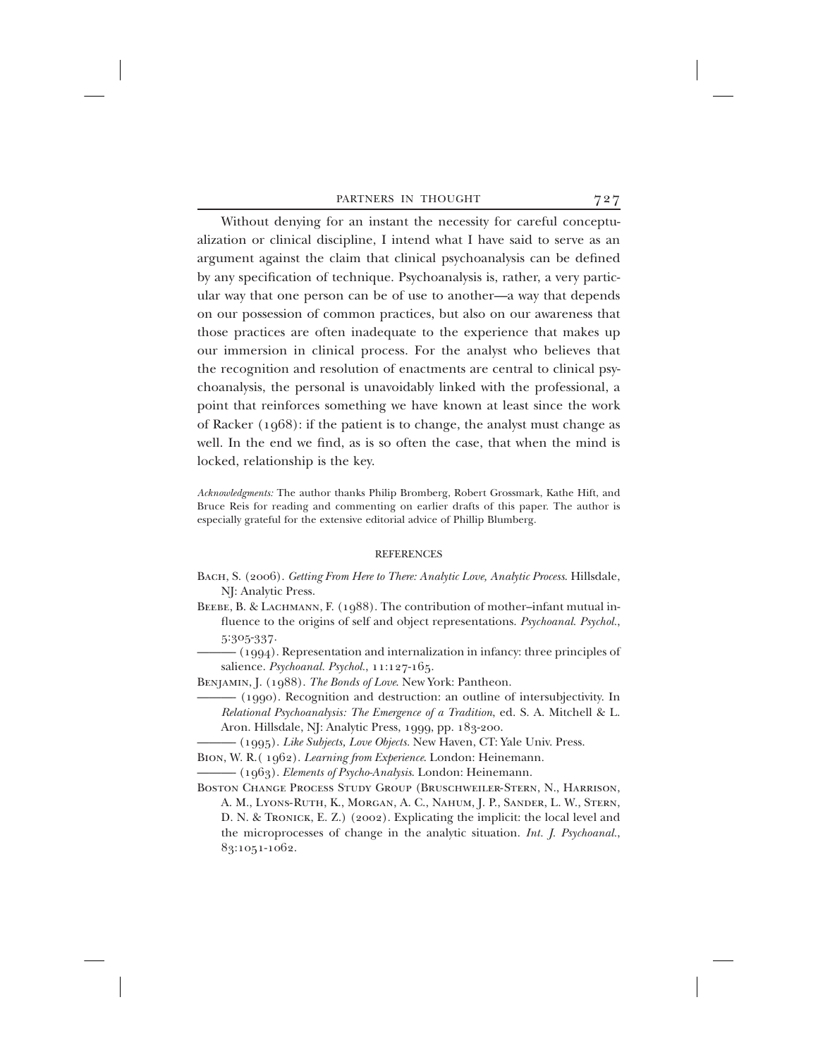Without denying for an instant the necessity for careful conceptualization or clinical discipline, I intend what I have said to serve as an argument against the claim that clinical psychoanalysis can be defined by any specification of technique. Psychoanalysis is, rather, a very particular way that one person can be of use to another—a way that depends on our possession of common practices, but also on our awareness that those practices are often inadequate to the experience that makes up our immersion in clinical process. For the analyst who believes that the recognition and resolution of enactments are central to clinical psychoanalysis, the personal is unavoidably linked with the professional, a point that reinforces something we have known at least since the work of Racker (1968): if the patient is to change, the analyst must change as well. In the end we find, as is so often the case, that when the mind is locked, relationship is the key.

*Acknowledgments:* The author thanks Philip Bromberg, Robert Grossmark, Kathe Hift, and Bruce Reis for reading and commenting on earlier drafts of this paper. The author is especially grateful for the extensive editorial advice of Phillip Blumberg.

## REFERENCES

Bach, S. (2006). *Getting From Here to There: Analytic Love, Analytic Process.* Hillsdale, NJ: Analytic Press.

Beebe, B. & Lachmann, F. (1988). The contribution of mother–infant mutual influence to the origins of self and object representations. *Psychoanal. Psychol.*, 5:305-337.

——— (1994). Representation and internalization in infancy: three principles of salience. *Psychoanal. Psychol.*, 11:127-165.

Benjamin, J. (1988). *The Bonds of Love.* New York: Pantheon.

——— (1990). Recognition and destruction: an outline of intersubjectivity. In *Relational Psychoanalysis: The Emergence of a Tradition*, ed. S. A. Mitchell & L. Aron. Hillsdale, NJ: Analytic Press, 1999, pp. 183-200.

——— (1995). *Like Subjects, Love Objects.* New Haven, CT: Yale Univ. Press.

Bion, W. R.( 1962). *Learning from Experience.* London: Heinemann.

——— (1963). *Elements of Psycho-Analysis.* London: Heinemann.

Boston Change Process Study Group (Bruschweiler-Stern, N., Harrison, A. M., Lyons-Ruth, K., Morgan, A. C., Nahum, J. P., Sander, L. W., Stern, D. N. & Tronick, E. Z.) (2002). Explicating the implicit: the local level and the microprocesses of change in the analytic situation. *Int. J. Psychoanal.*, 83:1051-1062.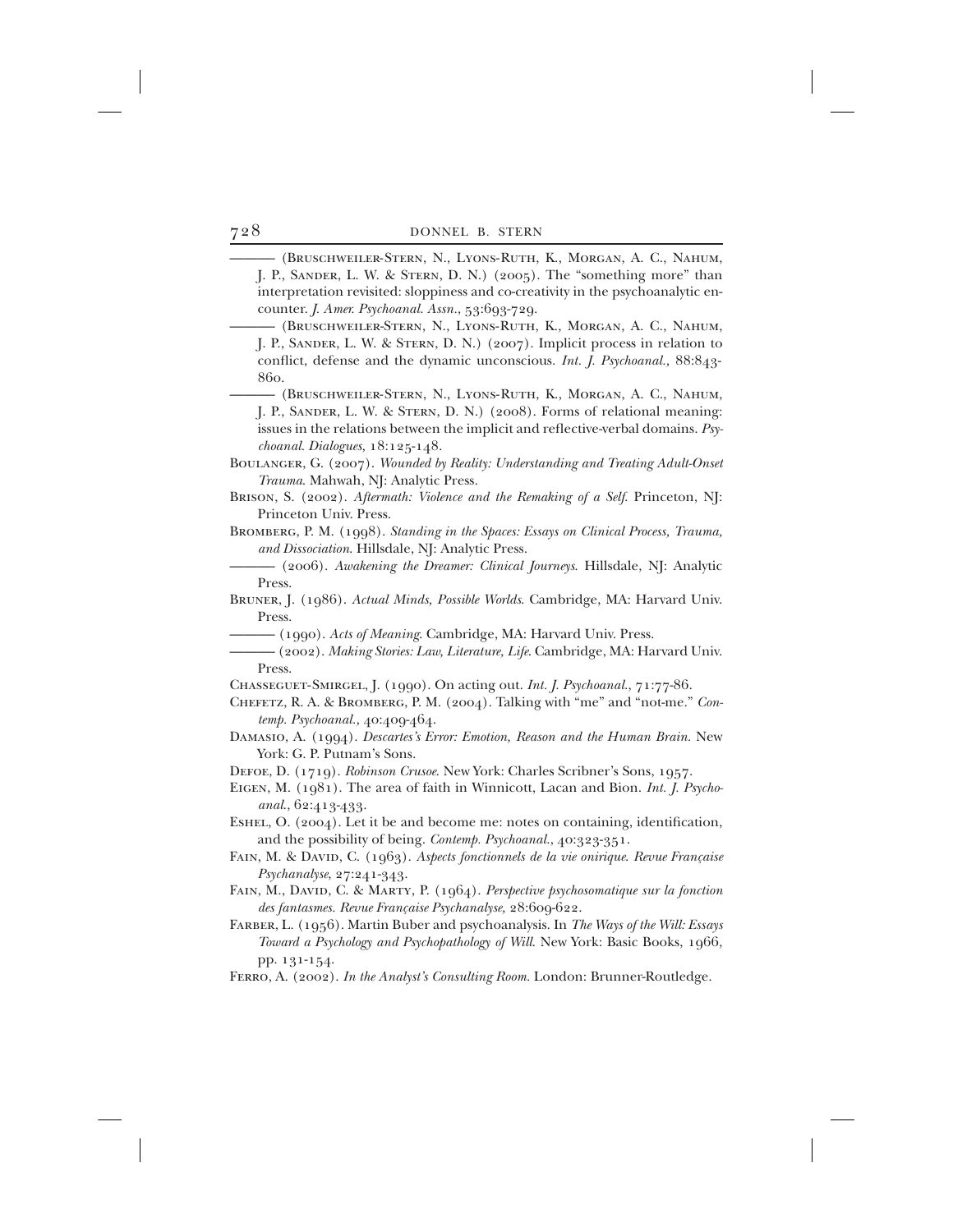——— (Bruschweiler-Stern, N., Lyons-Ruth, K., Morgan, A. C., Nahum, J. P., Sander, L. W. & Stern, D. N.) (2005). The "something more" than interpretation revisited: sloppiness and co-creativity in the psychoanalytic encounter. *J. Amer. Psychoanal. Assn.*, 53:693-729.

——— (Bruschweiler-Stern, N., Lyons-Ruth, K., Morgan, A. C., Nahum, J. P., Sander, L. W. & Stern, D. N.) (2007). Implicit process in relation to conflict, defense and the dynamic unconscious. *Int. J. Psychoanal.,* 88:843-860.

——— (Bruschweiler-Stern, N., Lyons-Ruth, K., Morgan, A. C., Nahum, J. P., Sander, L. W. & Stern, D. N.) (2008). Forms of relational meaning: issues in the relations between the implicit and reflective-verbal domains. *Psychoanal. Dialogues,* 18:125-148.

Boulanger, G. (2007). *Wounded by Reality: Understanding and Treating Adult-Onset Trauma.* Mahwah, NJ: Analytic Press.

Brison, S. (2002). *Aftermath: Violence and the Remaking of a Self.* Princeton, NJ: Princeton Univ. Press.

Bromberg, P. M. (1998). *Standing in the Spaces: Essays on Clinical Process, Trauma, and Dissociation.* Hillsdale, NJ: Analytic Press.

——— (2006). *Awakening the Dreamer: Clinical Journeys.* Hillsdale, NJ: Analytic Press.

Bruner, J. (1986). *Actual Minds, Possible Worlds.* Cambridge, MA: Harvard Univ. Press.

——— (1990). *Acts of Meaning.* Cambridge, MA: Harvard Univ. Press.

——— (2002). *Making Stories: Law, Literature, Life.* Cambridge, MA: Harvard Univ. Press.

Chasseguet-Smirgel, J. (1990). On acting out. *Int. J. Psychoanal.*, 71:77-86.

Chefetz, R. A. & Bromberg, P. M. (2004). Talking with "me" and "not-me." *Contemp. Psychoanal.,* 40:409-464.

Damasio, A. (1994). *Descartes's Error: Emotion, Reason and the Human Brain.* New York: G. P. Putnam's Sons.

Defoe, D. (1719). *Robinson Crusoe.* New York: Charles Scribner's Sons, 1957.

Eigen, M. (1981). The area of faith in Winnicott, Lacan and Bion. *Int. J. Psychoanal.*, 62:413-433.

Eshel, O. (2004). Let it be and become me: notes on containing, identification, and the possibility of being. *Contemp. Psychoanal.*, 40:323-351.

Fain, M. & David, C. (1963). *Aspects fonctionnels de la vie onirique. Revue Française Psychanalyse*, 27:241-343.

Fain, M., David, C. & Marty, P. (1964). *Perspective psychosomatique sur la fonction des fantasmes. Revue Française Psychanalyse,* 28:609-622.

Farber, L. (1956). Martin Buber and psychoanalysis. In *The Ways of the Will: Essays Toward a Psychology and Psychopathology of Will.* New York: Basic Books, 1966, pp. 131-154.

Ferro, A. (2002). *In the Analyst's Consulting Room.* London: Brunner-Routledge.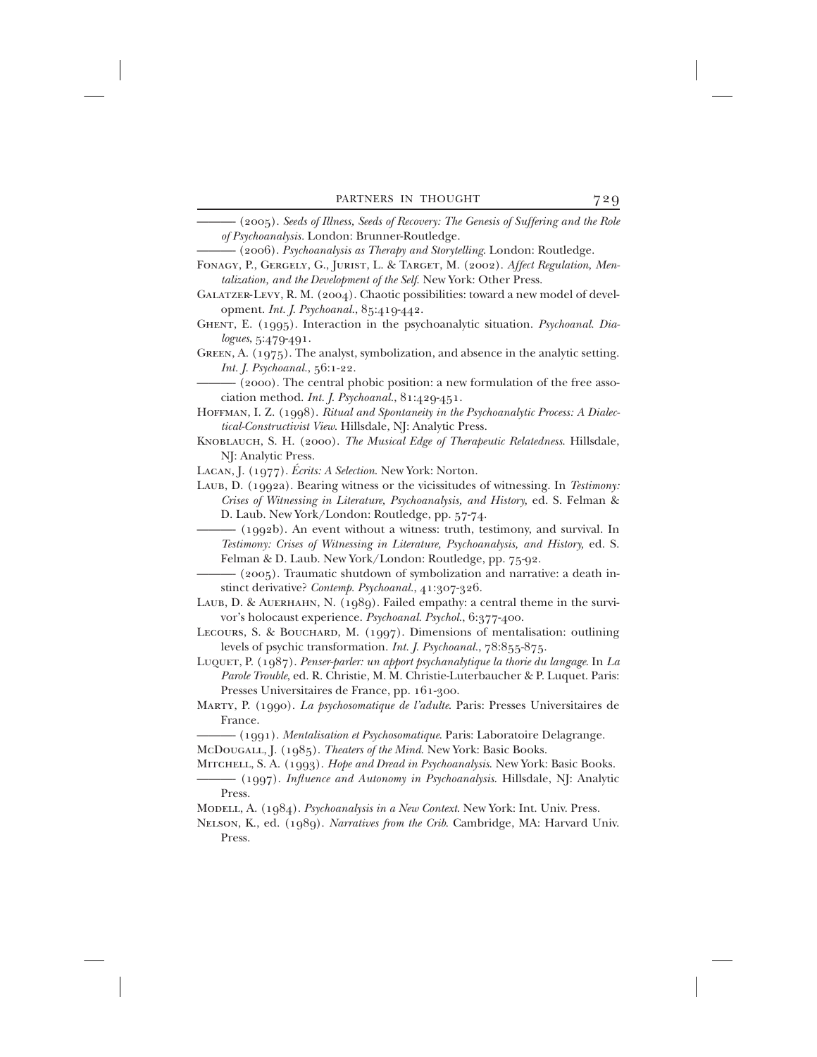——— (2005). *Seeds of Illness, Seeds of Recovery: The Genesis of Suffering and the Role of Psychoanalysis.* London: Brunner-Routledge.

——— (2006). *Psychoanalysis as Therapy and Storytelling*. London: Routledge.

Fonagy, P., Gergely, G., Jurist, L. & Target, M. (2002). *Affect Regulation, Mentalization, and the Development of the Self.* New York: Other Press.

Galatzer-Levy, R. M. (2004). Chaotic possibilities: toward a new model of development. *Int. J. Psychoanal.*, 85:419-442.

Ghent, E. (1995). Interaction in the psychoanalytic situation. *Psychoanal. Dialogues*, 5:479-491.

Green, A. (1975). The analyst, symbolization, and absence in the analytic setting. *Int. J. Psychoanal.*, 56:1-22.

——— (2000). The central phobic position: a new formulation of the free association method. *Int. J. Psychoanal.*, 81:429-451.

Hoffman, I. Z. (1998). *Ritual and Spontaneity in the Psychoanalytic Process: A Dialectical-Constructivist View*. Hillsdale, NJ: Analytic Press.

Knoblauch, S. H. (2000). *The Musical Edge of Therapeutic Relatedness*. Hillsdale, NJ: Analytic Press.

Lacan, J. (1977). *Écrits: A Selection*. New York: Norton.

Laub, D. (1992a). Bearing witness or the vicissitudes of witnessing. In *Testimony: Crises of Witnessing in Literature, Psychoanalysis, and History,* ed. S. Felman & D. Laub. New York/London: Routledge, pp. 57-74.

——— (1992b). An event without a witness: truth, testimony, and survival. In *Testimony: Crises of Witnessing in Literature, Psychoanalysis, and History,* ed. S. Felman & D. Laub. New York/London: Routledge, pp. 75-92.

——— (2005). Traumatic shutdown of symbolization and narrative: a death instinct derivative? *Contemp. Psychoanal.*, 41:307-326.

Laub, D. & Auerhahn, N. (1989). Failed empathy: a central theme in the survivor's holocaust experience. *Psychoanal. Psychol.*, 6:377-400.

Lecours, S. & Bouchard, M. (1997). Dimensions of mentalisation: outlining levels of psychic transformation. *Int. J. Psychoanal.*, 78:855-875.

Luquet, P. (1987). *Penser-parler: un apport psychanalytique la thorie du langage.* In *La Parole Trouble*, ed. R. Christie, M. M. Christie-Luterbaucher & P. Luquet. Paris: Presses Universitaires de France, pp. 161-300.

Marty, P. (1990). *La psychosomatique de l'adulte.* Paris: Presses Universitaires de France.

——— (1991). *Mentalisation et Psychosomatique.* Paris: Laboratoire Delagrange.

McDougall, J. (1985). *Theaters of the Mind.* New York: Basic Books.

Mitchell, S. A. (1993). *Hope and Dread in Psychoanalysis.* New York: Basic Books.

——— (1997). *Influence and Autonomy in Psychoanalysis.* Hillsdale, NJ: Analytic Press.

Modell, A. (1984). *Psychoanalysis in a New Context.* New York: Int. Univ. Press.

Nelson, K., ed. (1989). *Narratives from the Crib.* Cambridge, MA: Harvard Univ. Press.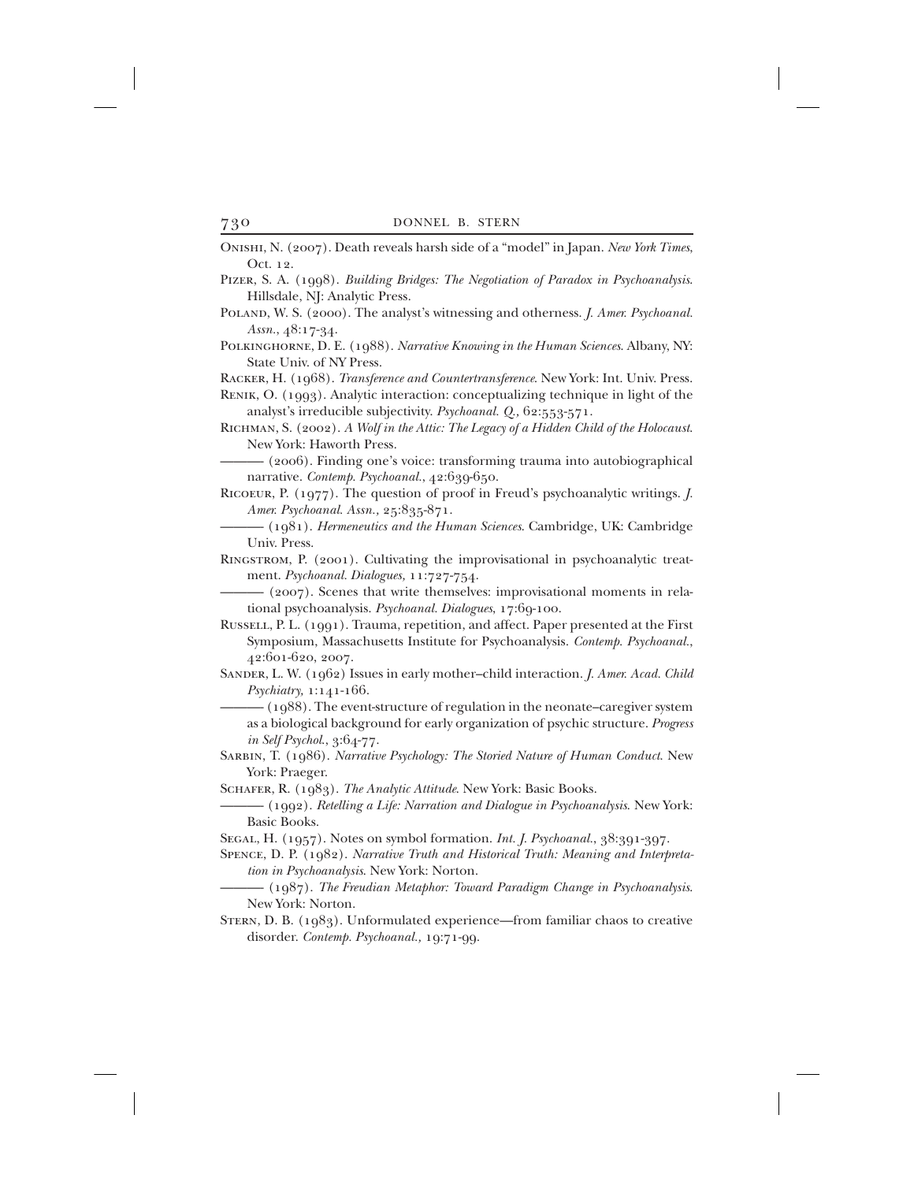Onishi, N. (2007). Death reveals harsh side of a "model" in Japan. *New York Times*, Oct. 12.

Pizer, S. A. (1998). *Building Bridges: The Negotiation of Paradox in Psychoanalysis*. Hillsdale, NJ: Analytic Press.

Poland, W. S. (2000). The analyst's witnessing and otherness. *J. Amer. Psychoanal. Assn.*, 48:17-34.

Polkinghorne, D. E. (1988). *Narrative Knowing in the Human Sciences*. Albany, NY: State Univ. of NY Press.

Racker, H. (1968). *Transference and Countertransference*. New York: Int. Univ. Press.

Renik, O. (1993). Analytic interaction: conceptualizing technique in light of the analyst's irreducible subjectivity. *Psychoanal. Q.*, 62:553-571.

Richman, S. (2002). *A Wolf in the Attic: The Legacy of a Hidden Child of the Holocaust*. New York: Haworth Press.

——— (2006). Finding one's voice: transforming trauma into autobiographical narrative. *Contemp. Psychoanal.*, 42:639-650.

Ricoeur, P. (1977). The question of proof in Freud's psychoanalytic writings. *J. Amer. Psychoanal. Assn.*, 25:835-871.

——— (1981). *Hermeneutics and the Human Sciences*. Cambridge, UK: Cambridge Univ. Press.

Ringstrom, P. (2001). Cultivating the improvisational in psychoanalytic treatment. *Psychoanal. Dialogues*, 11:727-754.

——— (2007). Scenes that write themselves: improvisational moments in relational psychoanalysis. *Psychoanal. Dialogues*, 17:69-100.

Russell, P. L. (1991). Trauma, repetition, and affect. Paper presented at the First Symposium, Massachusetts Institute for Psychoanalysis. *Contemp. Psychoanal.*, 42:601-620, 2007.

Sander, L. W. (1962) Issues in early mother–child interaction. *J. Amer. Acad. Child Psychiatry*, 1:141-166.

——— (1988). The event-structure of regulation in the neonate–caregiver system as a biological background for early organization of psychic structure. *Progress in Self Psychol.*, 3:64-77.

Sarbin, T. (1986). *Narrative Psychology: The Storied Nature of Human Conduct*. New York: Praeger.

Schafer, R. (1983). *The Analytic Attitude*. New York: Basic Books.

——— (1992). *Retelling a Life: Narration and Dialogue in Psychoanalysis*. New York: Basic Books.

Segal, H. (1957). Notes on symbol formation. *Int. J. Psychoanal.*, 38:391-397.

Spence, D. P. (1982). *Narrative Truth and Historical Truth: Meaning and Interpretation in Psychoanalysis*. New York: Norton.

——— (1987). *The Freudian Metaphor: Toward Paradigm Change in Psychoanalysis*. New York: Norton.

Stern, D. B. (1983). Unformulated experience—from familiar chaos to creative disorder. *Contemp. Psychoanal.*, 19:71-99.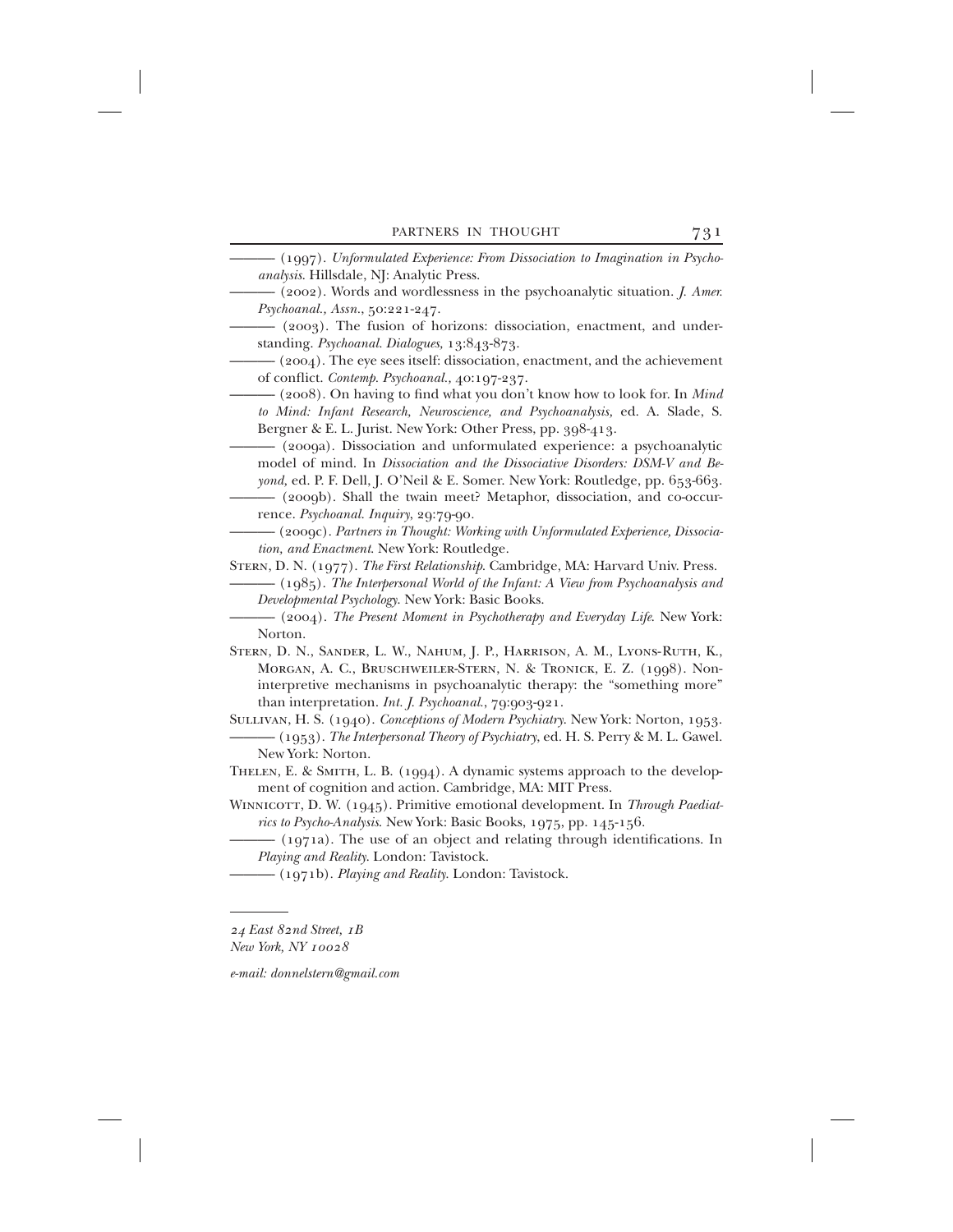——— (1997). *Unformulated Experience: From Dissociation to Imagination in Psychoanalysis*. Hillsdale, NJ: Analytic Press.

——— (2002). Words and wordlessness in the psychoanalytic situation. *J. Amer. Psychoanal., Assn.*, 50:221-247.

——— (2003). The fusion of horizons: dissociation, enactment, and understanding. *Psychoanal. Dialogues*, 13:843-873.

——— (2004). The eye sees itself: dissociation, enactment, and the achievement of conflict. *Contemp. Psychoanal.*, 40:197-237.

——— (2008). On having to find what you don't know how to look for. In *Mind to Mind: Infant Research, Neuroscience, and Psychoanalysis,* ed. A. Slade, S. Bergner & E. L. Jurist. New York: Other Press, pp. 398-413.

——— (2009a). Dissociation and unformulated experience: a psychoanalytic model of mind. In *Dissociation and the Dissociative Disorders: DSM-V and Beyond,* ed. P. F. Dell, J. O'Neil & E. Somer. New York: Routledge, pp. 653-663.

——— (2009b). Shall the twain meet? Metaphor, dissociation, and co-occurrence. *Psychoanal. Inquiry*, 29:79-90.

——— (2009c). *Partners in Thought: Working with Unformulated Experience, Dissociation, and Enactment*. New York: Routledge.

Stern, D. N. (1977). *The First Relationship*. Cambridge, MA: Harvard Univ. Press.

——— (1985). *The Interpersonal World of the Infant: A View from Psychoanalysis and Developmental Psychology.* New York: Basic Books.

——— (2004). *The Present Moment in Psychotherapy and Everyday Life.* New York: Norton.

Stern, D. N., Sander, L. W., Nahum, J. P., Harrison, A. M., Lyons-Ruth, K., Morgan, A. C., Bruschweiler-Stern, N. & Tronick, E. Z. (1998). Noninterpretive mechanisms in psychoanalytic therapy: the "something more" than interpretation. *Int. J. Psychoanal.*, 79:903-921.

Sullivan, H. S. (1940). *Conceptions of Modern Psychiatry.* New York: Norton, 1953.

——— (1953). *The Interpersonal Theory of Psychiatry*, ed. H. S. Perry & M. L. Gawel. New York: Norton.

Thelen, E. & Smith, L. B. (1994). A dynamic systems approach to the development of cognition and action. Cambridge, MA: MIT Press.

Winnicott, D. W. (1945). Primitive emotional development. In *Through Paediatrics to Psycho-Analysis.* New York: Basic Books, 1975, pp. 145-156.

——— (1971a). The use of an object and relating through identifications. In *Playing and Reality.* London: Tavistock.

——— (1971b). *Playing and Reality.* London: Tavistock.

---

*24 East 82nd Street, 1B*
*New York, NY 10028*

*e-mail: donnelstern@gmail.com*